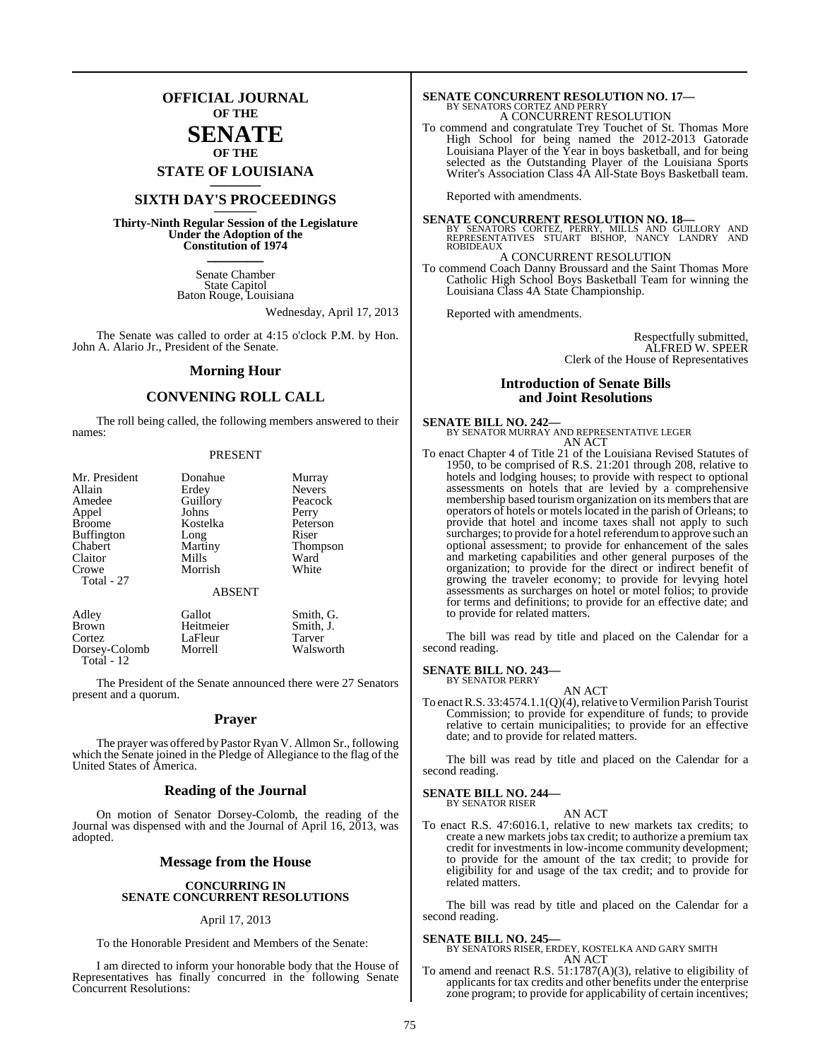# OFFICIAL JOURNAL
## OF THE
# SENATE
## OF THE
## STATE OF LOUISIANA

## SIXTH DAY'S PROCEEDINGS

**Thirty-Ninth Regular Session of the Legislature Under the Adoption of the Constitution of 1974**

Senate Chamber
State Capitol
Baton Rouge, Louisiana

Wednesday, April 17, 2013

The Senate was called to order at 4:15 o'clock P.M. by Hon. John A. Alario Jr., President of the Senate.

## Morning Hour

## CONVENING ROLL CALL

The roll being called, the following members answered to their names:

PRESENT

| | | |
|---|---|---|
| Mr. President | Donahue | Murray |
| Allain | Erdey | Nevers |
| Amedee | Guillory | Peacock |
| Appel | Johns | Perry |
| Broome | Kostelka | Peterson |
| Buffington | Long | Riser |
| Chabert | Martiny | Thompson |
| Claitor | Mills | Ward |
| Crowe | Morrish | White |
| Total - 27 | | |

ABSENT

| | | |
|---|---|---|
| Adley | Gallot | Smith, G. |
| Brown | Heitmeier | Smith, J. |
| Cortez | LaFleur | Tarver |
| Dorsey-Colomb | Morrell | Walsworth |
| Total - 12 | | |

The President of the Senate announced there were 27 Senators present and a quorum.

## Prayer

The prayer was offered by Pastor Ryan V. Allmon Sr., following which the Senate joined in the Pledge of Allegiance to the flag of the United States of America.

## Reading of the Journal

On motion of Senator Dorsey-Colomb, the reading of the Journal was dispensed with and the Journal of April 16, 2013, was adopted.

## Message from the House

**CONCURRING IN SENATE CONCURRENT RESOLUTIONS**

April 17, 2013

To the Honorable President and Members of the Senate:

I am directed to inform your honorable body that the House of Representatives has finally concurred in the following Senate Concurrent Resolutions:

**SENATE CONCURRENT RESOLUTION NO. 17—**
BY SENATORS CORTEZ AND PERRY
A CONCURRENT RESOLUTION
To commend and congratulate Trey Touchet of St. Thomas More High School for being named the 2012-2013 Gatorade Louisiana Player of the Year in boys basketball, and for being selected as the Outstanding Player of the Louisiana Sports Writer's Association Class 4A All-State Boys Basketball team.

Reported with amendments.

**SENATE CONCURRENT RESOLUTION NO. 18—**
BY SENATORS CORTEZ, PERRY, MILLS AND GUILLORY AND REPRESENTATIVES STUART BISHOP, NANCY LANDRY AND ROBIDEAUX
A CONCURRENT RESOLUTION
To commend Coach Danny Broussard and the Saint Thomas More Catholic High School Boys Basketball Team for winning the Louisiana Class 4A State Championship.

Reported with amendments.

Respectfully submitted,
ALFRED W. SPEER
Clerk of the House of Representatives

## Introduction of Senate Bills and Joint Resolutions

**SENATE BILL NO. 242—**
BY SENATOR MURRAY AND REPRESENTATIVE LEGER
AN ACT
To enact Chapter 4 of Title 21 of the Louisiana Revised Statutes of 1950, to be comprised of R.S. 21:201 through 208, relative to hotels and lodging houses; to provide with respect to optional assessments on hotels that are levied by a comprehensive membership based tourism organization on its members that are operators of hotels or motels located in the parish of Orleans; to provide that hotel and income taxes shall not apply to such surcharges; to provide for a hotel referendum to approve such an optional assessment; to provide for enhancement of the sales and marketing capabilities and other general purposes of the organization; to provide for the direct or indirect benefit of growing the traveler economy; to provide for levying hotel assessments as surcharges on hotel or motel folios; to provide for terms and definitions; to provide for an effective date; and to provide for related matters.

The bill was read by title and placed on the Calendar for a second reading.

**SENATE BILL NO. 243—**
BY SENATOR PERRY
AN ACT
To enact R.S. 33:4574.1.1(Q)(4), relative to Vermilion Parish Tourist Commission; to provide for expenditure of funds; to provide relative to certain municipalities; to provide for an effective date; and to provide for related matters.

The bill was read by title and placed on the Calendar for a second reading.

**SENATE BILL NO. 244—**
BY SENATOR RISER
AN ACT
To enact R.S. 47:6016.1, relative to new markets tax credits; to create a new markets jobs tax credit; to authorize a premium tax credit for investments in low-income community development; to provide for the amount of the tax credit; to provide for eligibility for and usage of the tax credit; and to provide for related matters.

The bill was read by title and placed on the Calendar for a second reading.

**SENATE BILL NO. 245—**
BY SENATORS RISER, ERDEY, KOSTELKA AND GARY SMITH
AN ACT
To amend and reenact R.S. 51:1787(A)(3), relative to eligibility of applicants for tax credits and other benefits under the enterprise zone program; to provide for applicability of certain incentives;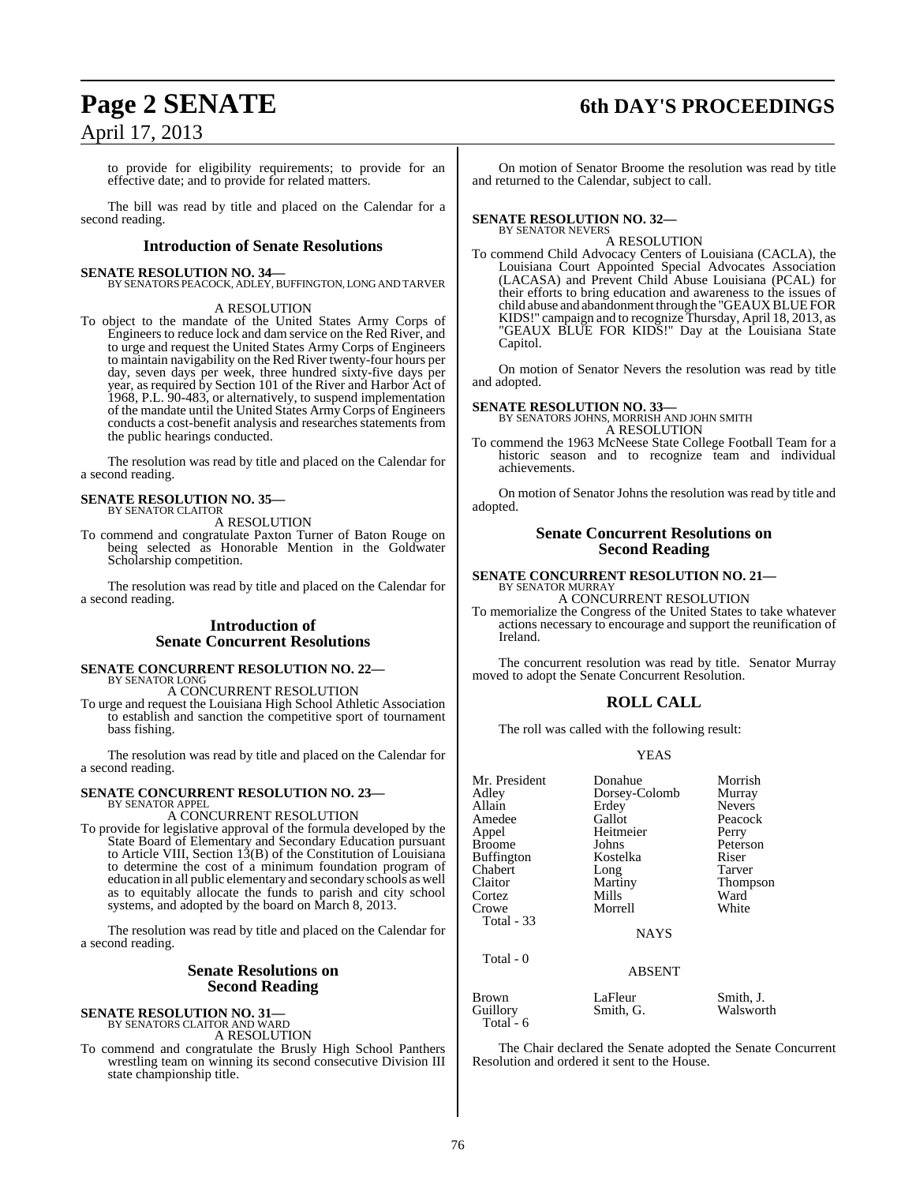to provide for eligibility requirements; to provide for an effective date; and to provide for related matters.

The bill was read by title and placed on the Calendar for a second reading.

## Introduction of Senate Resolutions

**SENATE RESOLUTION NO. 34—**
BY SENATORS PEACOCK, ADLEY, BUFFINGTON, LONG AND TARVER

A RESOLUTION

To object to the mandate of the United States Army Corps of Engineers to reduce lock and dam service on the Red River, and to urge and request the United States Army Corps of Engineers to maintain navigability on the Red River twenty-four hours per day, seven days per week, three hundred sixty-five days per year, as required by Section 101 of the River and Harbor Act of 1968, P.L. 90-483, or alternatively, to suspend implementation of the mandate until the United States Army Corps of Engineers conducts a cost-benefit analysis and researches statements from the public hearings conducted.

The resolution was read by title and placed on the Calendar for a second reading.

**SENATE RESOLUTION NO. 35—**
BY SENATOR CLAITOR

A RESOLUTION

To commend and congratulate Paxton Turner of Baton Rouge on being selected as Honorable Mention in the Goldwater Scholarship competition.

The resolution was read by title and placed on the Calendar for a second reading.

## Introduction of Senate Concurrent Resolutions

**SENATE CONCURRENT RESOLUTION NO. 22—**
BY SENATOR LONG

A CONCURRENT RESOLUTION

To urge and request the Louisiana High School Athletic Association to establish and sanction the competitive sport of tournament bass fishing.

The resolution was read by title and placed on the Calendar for a second reading.

**SENATE CONCURRENT RESOLUTION NO. 23—**
BY SENATOR APPEL

A CONCURRENT RESOLUTION

To provide for legislative approval of the formula developed by the State Board of Elementary and Secondary Education pursuant to Article VIII, Section 13(B) of the Constitution of Louisiana to determine the cost of a minimum foundation program of education in all public elementary and secondary schools as well as to equitably allocate the funds to parish and city school systems, and adopted by the board on March 8, 2013.

The resolution was read by title and placed on the Calendar for a second reading.

## Senate Resolutions on Second Reading

**SENATE RESOLUTION NO. 31—**
BY SENATORS CLAITOR AND WARD

A RESOLUTION

To commend and congratulate the Brusly High School Panthers wrestling team on winning its second consecutive Division III state championship title.

On motion of Senator Broome the resolution was read by title and returned to the Calendar, subject to call.

**SENATE RESOLUTION NO. 32—**
BY SENATOR NEVERS

A RESOLUTION

To commend Child Advocacy Centers of Louisiana (CACLA), the Louisiana Court Appointed Special Advocates Association (LACASA) and Prevent Child Abuse Louisiana (PCAL) for their efforts to bring education and awareness to the issues of child abuse and abandonment through the "GEAUX BLUE FOR KIDS!" campaign and to recognize Thursday, April 18, 2013, as "GEAUX BLUE FOR KIDS!" Day at the Louisiana State Capitol.

On motion of Senator Nevers the resolution was read by title and adopted.

**SENATE RESOLUTION NO. 33—**
BY SENATORS JOHNS, MORRISH AND JOHN SMITH

A RESOLUTION

To commend the 1963 McNeese State College Football Team for a historic season and to recognize team and individual achievements.

On motion of Senator Johns the resolution was read by title and adopted.

## Senate Concurrent Resolutions on Second Reading

**SENATE CONCURRENT RESOLUTION NO. 21—**
BY SENATOR MURRAY

A CONCURRENT RESOLUTION

To memorialize the Congress of the United States to take whatever actions necessary to encourage and support the reunification of Ireland.

The concurrent resolution was read by title. Senator Murray moved to adopt the Senate Concurrent Resolution.

## ROLL CALL

The roll was called with the following result:

YEAS

| | | |
|---|---|---|
| Mr. President | Donahue | Morrish |
| Adley | Dorsey-Colomb | Murray |
| Allain | Erdey | Nevers |
| Amedee | Gallot | Peacock |
| Appel | Heitmeier | Perry |
| Broome | Johns | Peterson |
| Buffington | Kostelka | Riser |
| Chabert | Long | Tarver |
| Claitor | Martiny | Thompson |
| Cortez | Mills | Ward |
| Crowe | Morrell | White |

Total - 33

NAYS

Total - 0

ABSENT

| | | |
|---|---|---|
| Brown | LaFleur | Smith, J. |
| Guillory | Smith, G. | Walsworth |

Total - 6

The Chair declared the Senate adopted the Senate Concurrent Resolution and ordered it sent to the House.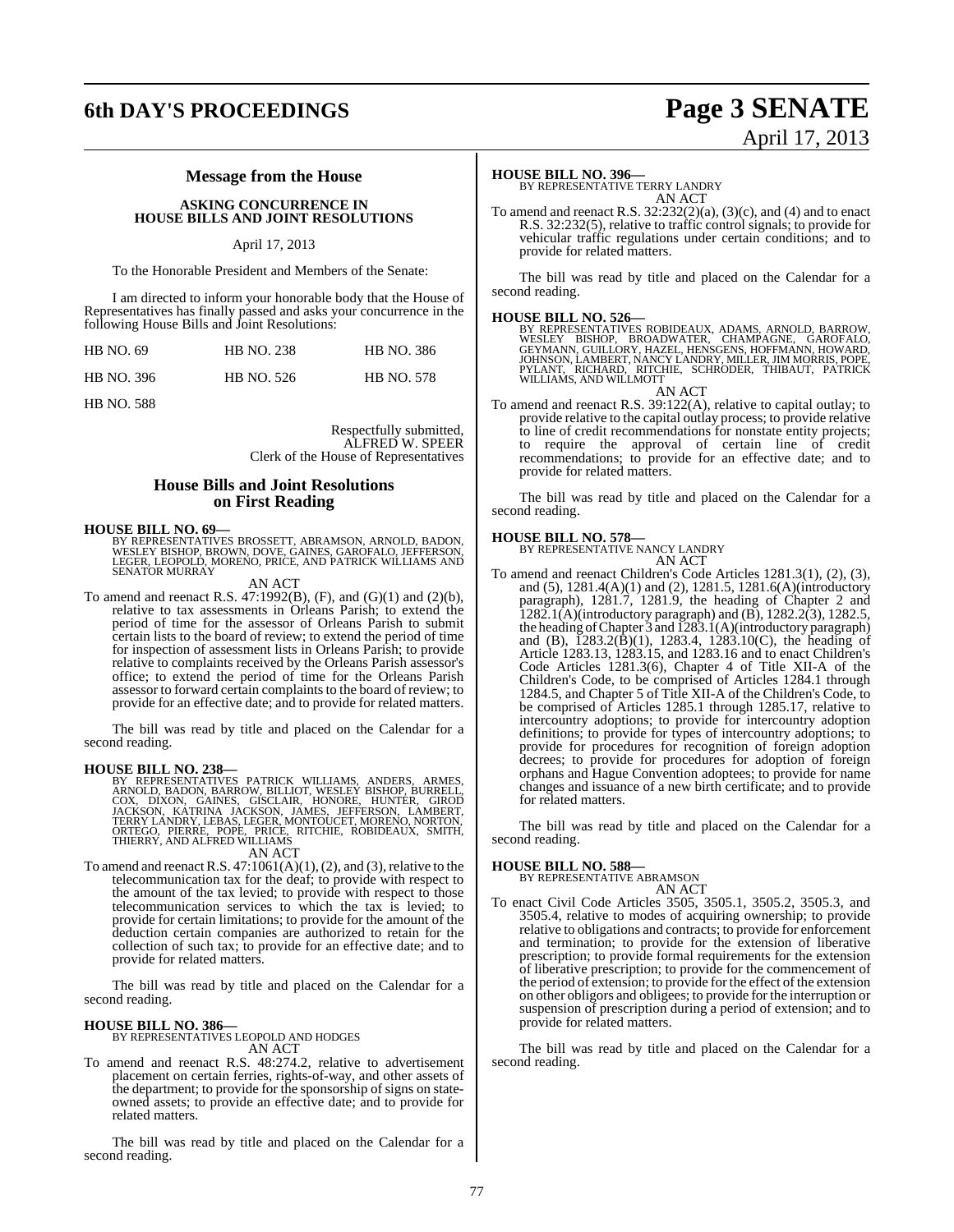## Message from the House

### ASKING CONCURRENCE IN HOUSE BILLS AND JOINT RESOLUTIONS

April 17, 2013

To the Honorable President and Members of the Senate:

I am directed to inform your honorable body that the House of Representatives has finally passed and asks your concurrence in the following House Bills and Joint Resolutions:

| | | |
|---|---|---|
| HB NO. 69 | HB NO. 238 | HB NO. 386 |
| HB NO. 396 | HB NO. 526 | HB NO. 578 |
| HB NO. 588 | | |

Respectfully submitted,
ALFRED W. SPEER
Clerk of the House of Representatives

## House Bills and Joint Resolutions on First Reading

**HOUSE BILL NO. 69—**
BY REPRESENTATIVES BROSSETT, ABRAMSON, ARNOLD, BADON, WESLEY BISHOP, BROWN, DOVE, GAINES, GAROFALO, JEFFERSON, LEGER, LEOPOLD, MORENO, PRICE, AND PATRICK WILLIAMS AND SENATOR MURRAY

AN ACT

To amend and reenact R.S. 47:1992(B), (F), and (G)(1) and (2)(b), relative to tax assessments in Orleans Parish; to extend the period of time for the assessor of Orleans Parish to submit certain lists to the board of review; to extend the period of time for inspection of assessment lists in Orleans Parish; to provide relative to complaints received by the Orleans Parish assessor's office; to extend the period of time for the Orleans Parish assessor to forward certain complaints to the board of review; to provide for an effective date; and to provide for related matters.

The bill was read by title and placed on the Calendar for a second reading.

**HOUSE BILL NO. 238—**
BY REPRESENTATIVES PATRICK WILLIAMS, ANDERS, ARMES, ARNOLD, BADON, BARROW, BILLIOT, WESLEY BISHOP, BURRELL, COX, DIXON, GAINES, GISCLAIR, HONORE, HUNTER, GIROD JACKSON, KATRINA JACKSON, JAMES, JEFFERSON, LAMBERT, TERRY LANDRY, LEBAS, LEGER, MONTOUCET, MORENO, NORTON, ORTEGO, PIERRE, POPE, PRICE, RITCHIE, ROBIDEAUX, SMITH, THIERRY, AND ALFRED WILLIAMS

AN ACT

To amend and reenact R.S. 47:1061(A)(1), (2), and (3), relative to the telecommunication tax for the deaf; to provide with respect to the amount of the tax levied; to provide with respect to those telecommunication services to which the tax is levied; to provide for certain limitations; to provide for the amount of the deduction certain companies are authorized to retain for the collection of such tax; to provide for an effective date; and to provide for related matters.

The bill was read by title and placed on the Calendar for a second reading.

**HOUSE BILL NO. 386—**
BY REPRESENTATIVES LEOPOLD AND HODGES

AN ACT

To amend and reenact R.S. 48:274.2, relative to advertisement placement on certain ferries, rights-of-way, and other assets of the department; to provide for the sponsorship of signs on state-owned assets; to provide an effective date; and to provide for related matters.

The bill was read by title and placed on the Calendar for a second reading.

**HOUSE BILL NO. 396—**
BY REPRESENTATIVE TERRY LANDRY

AN ACT

To amend and reenact R.S. 32:232(2)(a), (3)(c), and (4) and to enact R.S. 32:232(5), relative to traffic control signals; to provide for vehicular traffic regulations under certain conditions; and to provide for related matters.

The bill was read by title and placed on the Calendar for a second reading.

**HOUSE BILL NO. 526—**
BY REPRESENTATIVES ROBIDEAUX, ADAMS, ARNOLD, BARROW, WESLEY BISHOP, BROADWATER, CHAMPAGNE, GAROFALO, GEYMANN, GUILLORY, HAZEL, HENSGENS, HOFFMANN, HOWARD, JOHNSON, LAMBERT, NANCY LANDRY, MILLER, JIM MORRIS, POPE, PYLANT, RICHARD, RITCHIE, SCHRODER, THIBAUT, PATRICK WILLIAMS, AND WILLMOTT

AN ACT

To amend and reenact R.S. 39:122(A), relative to capital outlay; to provide relative to the capital outlay process; to provide relative to line of credit recommendations for nonstate entity projects; to require the approval of certain line of credit recommendations; to provide for an effective date; and to provide for related matters.

The bill was read by title and placed on the Calendar for a second reading.

**HOUSE BILL NO. 578—**
BY REPRESENTATIVE NANCY LANDRY

AN ACT

To amend and reenact Children's Code Articles 1281.3(1), (2), (3), and (5), 1281.4(A)(1) and (2), 1281.5, 1281.6(A)(introductory paragraph), 1281.7, 1281.9, the heading of Chapter 2 and 1282.1(A)(introductory paragraph) and (B), 1282.2(3), 1282.5, the heading of Chapter 3 and 1283.1(A)(introductory paragraph) and (B), 1283.2(B)(1), 1283.4, 1283.10(C), the heading of Article 1283.13, 1283.15, and 1283.16 and to enact Children's Code Articles 1281.3(6), Chapter 4 of Title XII-A of the Children's Code, to be comprised of Articles 1284.1 through 1284.5, and Chapter 5 of Title XII-A of the Children's Code, to be comprised of Articles 1285.1 through 1285.17, relative to intercountry adoptions; to provide for intercountry adoption definitions; to provide for types of intercountry adoptions; to provide for procedures for recognition of foreign adoption decrees; to provide for procedures for adoption of foreign orphans and Hague Convention adoptees; to provide for name changes and issuance of a new birth certificate; and to provide for related matters.

The bill was read by title and placed on the Calendar for a second reading.

**HOUSE BILL NO. 588—**
BY REPRESENTATIVE ABRAMSON

AN ACT

To enact Civil Code Articles 3505, 3505.1, 3505.2, 3505.3, and 3505.4, relative to modes of acquiring ownership; to provide relative to obligations and contracts; to provide for enforcement and termination; to provide for the extension of liberative prescription; to provide formal requirements for the extension of liberative prescription; to provide for the commencement of the period of extension; to provide for the effect of the extension on other obligors and obligees; to provide for the interruption or suspension of prescription during a period of extension; and to provide for related matters.

The bill was read by title and placed on the Calendar for a second reading.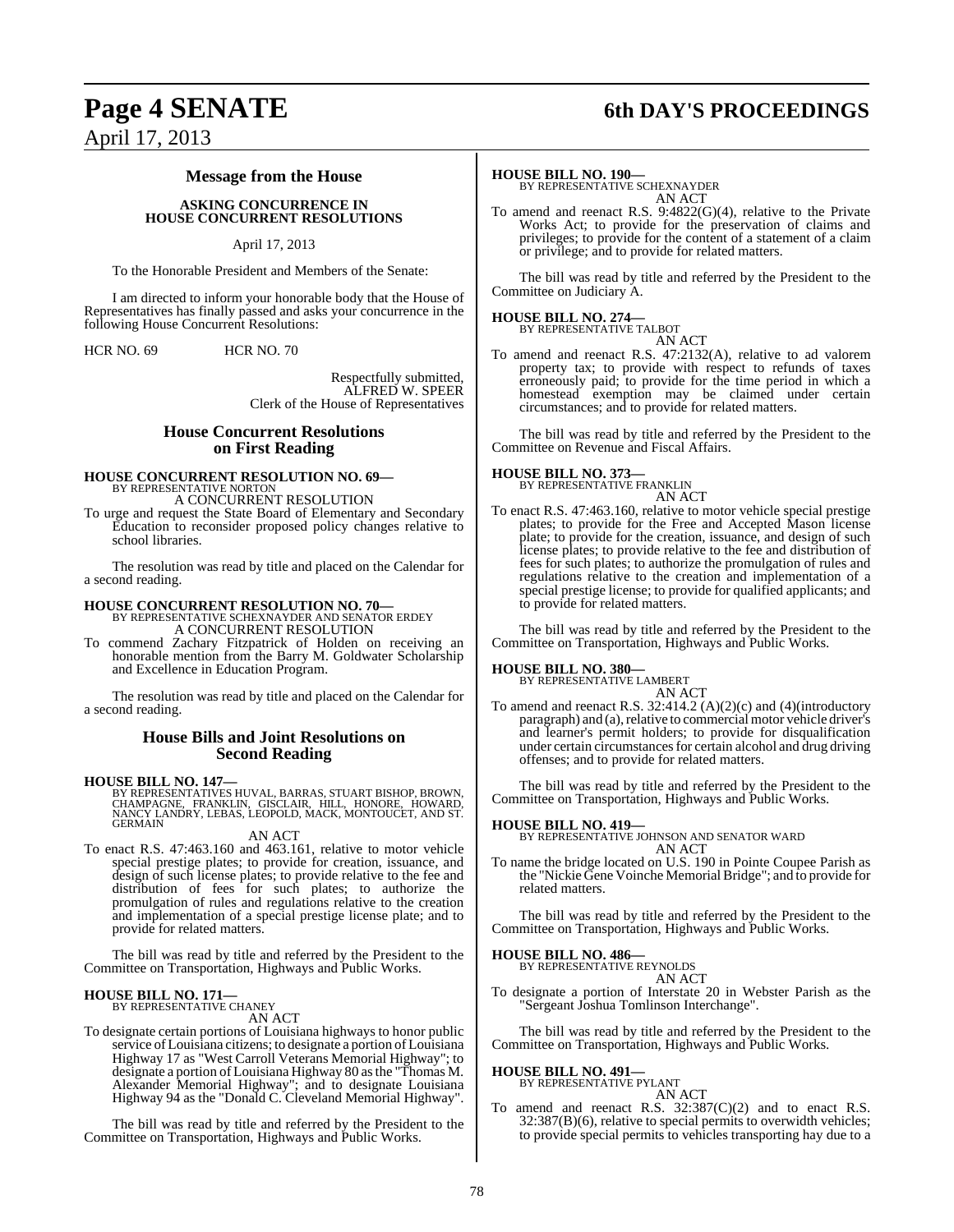## Message from the House

### ASKING CONCURRENCE IN HOUSE CONCURRENT RESOLUTIONS

April 17, 2013

To the Honorable President and Members of the Senate:

I am directed to inform your honorable body that the House of Representatives has finally passed and asks your concurrence in the following House Concurrent Resolutions:

HCR NO. 69 HCR NO. 70

Respectfully submitted,
ALFRED W. SPEER
Clerk of the House of Representatives

## House Concurrent Resolutions on First Reading

**HOUSE CONCURRENT RESOLUTION NO. 69—**
BY REPRESENTATIVE NORTON
A CONCURRENT RESOLUTION

To urge and request the State Board of Elementary and Secondary Education to reconsider proposed policy changes relative to school libraries.

The resolution was read by title and placed on the Calendar for a second reading.

**HOUSE CONCURRENT RESOLUTION NO. 70—**
BY REPRESENTATIVE SCHEXNAYDER AND SENATOR ERDEY
A CONCURRENT RESOLUTION

To commend Zachary Fitzpatrick of Holden on receiving an honorable mention from the Barry M. Goldwater Scholarship and Excellence in Education Program.

The resolution was read by title and placed on the Calendar for a second reading.

## House Bills and Joint Resolutions on Second Reading

**HOUSE BILL NO. 147—**
BY REPRESENTATIVES HUVAL, BARRAS, STUART BISHOP, BROWN, CHAMPAGNE, FRANKLIN, GISCLAIR, HILL, HONORE, HOWARD, NANCY LANDRY, LEBAS, LEOPOLD, MACK, MONTOUCET, AND ST. GERMAIN
AN ACT

To enact R.S. 47:463.160 and 463.161, relative to motor vehicle special prestige plates; to provide for creation, issuance, and design of such license plates; to provide relative to the fee and distribution of fees for such plates; to authorize the promulgation of rules and regulations relative to the creation and implementation of a special prestige license plate; and to provide for related matters.

The bill was read by title and referred by the President to the Committee on Transportation, Highways and Public Works.

**HOUSE BILL NO. 171—**
BY REPRESENTATIVE CHANEY
AN ACT

To designate certain portions of Louisiana highways to honor public service of Louisiana citizens; to designate a portion of Louisiana Highway 17 as "West Carroll Veterans Memorial Highway"; to designate a portion of Louisiana Highway 80 as the "Thomas M. Alexander Memorial Highway"; and to designate Louisiana Highway 94 as the "Donald C. Cleveland Memorial Highway".

The bill was read by title and referred by the President to the Committee on Transportation, Highways and Public Works.

**HOUSE BILL NO. 190—**
BY REPRESENTATIVE SCHEXNAYDER
AN ACT

To amend and reenact R.S. 9:4822(G)(4), relative to the Private Works Act; to provide for the preservation of claims and privileges; to provide for the content of a statement of a claim or privilege; and to provide for related matters.

The bill was read by title and referred by the President to the Committee on Judiciary A.

**HOUSE BILL NO. 274—**
BY REPRESENTATIVE TALBOT
AN ACT

To amend and reenact R.S. 47:2132(A), relative to ad valorem property tax; to provide with respect to refunds of taxes erroneously paid; to provide for the time period in which a homestead exemption may be claimed under certain circumstances; and to provide for related matters.

The bill was read by title and referred by the President to the Committee on Revenue and Fiscal Affairs.

**HOUSE BILL NO. 373—**
BY REPRESENTATIVE FRANKLIN
AN ACT

To enact R.S. 47:463.160, relative to motor vehicle special prestige plates; to provide for the Free and Accepted Mason license plate; to provide for the creation, issuance, and design of such license plates; to provide relative to the fee and distribution of fees for such plates; to authorize the promulgation of rules and regulations relative to the creation and implementation of a special prestige license; to provide for qualified applicants; and to provide for related matters.

The bill was read by title and referred by the President to the Committee on Transportation, Highways and Public Works.

**HOUSE BILL NO. 380—**
BY REPRESENTATIVE LAMBERT
AN ACT

To amend and reenact R.S. 32:414.2 (A)(2)(c) and (4)(introductory paragraph) and (a), relative to commercial motor vehicle driver's and learner's permit holders; to provide for disqualification under certain circumstances for certain alcohol and drug driving offenses; and to provide for related matters.

The bill was read by title and referred by the President to the Committee on Transportation, Highways and Public Works.

**HOUSE BILL NO. 419—**
BY REPRESENTATIVE JOHNSON AND SENATOR WARD
AN ACT

To name the bridge located on U.S. 190 in Pointe Coupee Parish as the "Nickie Gene Voinche Memorial Bridge"; and to provide for related matters.

The bill was read by title and referred by the President to the Committee on Transportation, Highways and Public Works.

**HOUSE BILL NO. 486—**
BY REPRESENTATIVE REYNOLDS
AN ACT

To designate a portion of Interstate 20 in Webster Parish as the "Sergeant Joshua Tomlinson Interchange".

The bill was read by title and referred by the President to the Committee on Transportation, Highways and Public Works.

**HOUSE BILL NO. 491—**
BY REPRESENTATIVE PYLANT
AN ACT

To amend and reenact R.S. 32:387(C)(2) and to enact R.S. 32:387(B)(6), relative to special permits to overwidth vehicles; to provide special permits to vehicles transporting hay due to a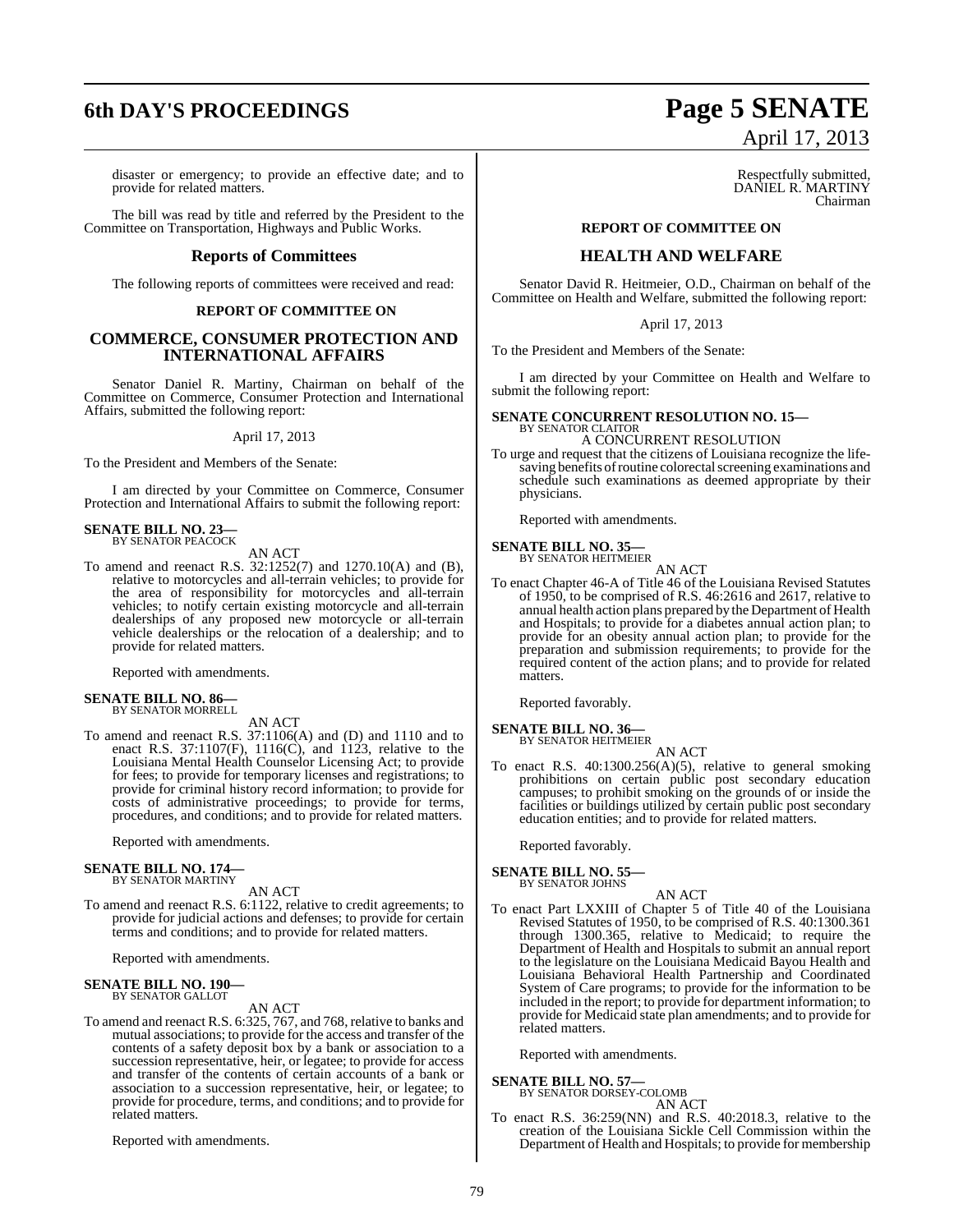disaster or emergency; to provide an effective date; and to provide for related matters.

The bill was read by title and referred by the President to the Committee on Transportation, Highways and Public Works.

## Reports of Committees

The following reports of committees were received and read:

**REPORT OF COMMITTEE ON**

## COMMERCE, CONSUMER PROTECTION AND INTERNATIONAL AFFAIRS

Senator Daniel R. Martiny, Chairman on behalf of the Committee on Commerce, Consumer Protection and International Affairs, submitted the following report:

April 17, 2013

To the President and Members of the Senate:

I am directed by your Committee on Commerce, Consumer Protection and International Affairs to submit the following report:

**SENATE BILL NO. 23—**
BY SENATOR PEACOCK

AN ACT

To amend and reenact R.S. 32:1252(7) and 1270.10(A) and (B), relative to motorcycles and all-terrain vehicles; to provide for the area of responsibility for motorcycles and all-terrain vehicles; to notify certain existing motorcycle and all-terrain dealerships of any proposed new motorcycle or all-terrain vehicle dealerships or the relocation of a dealership; and to provide for related matters.

Reported with amendments.

**SENATE BILL NO. 86—**
BY SENATOR MORRELL

AN ACT

To amend and reenact R.S. 37:1106(A) and (D) and 1110 and to enact R.S. 37:1107(F), 1116(C), and 1123, relative to the Louisiana Mental Health Counselor Licensing Act; to provide for fees; to provide for temporary licenses and registrations; to provide for criminal history record information; to provide for costs of administrative proceedings; to provide for terms, procedures, and conditions; and to provide for related matters.

Reported with amendments.

**SENATE BILL NO. 174—**
BY SENATOR MARTINY

AN ACT

To amend and reenact R.S. 6:1122, relative to credit agreements; to provide for judicial actions and defenses; to provide for certain terms and conditions; and to provide for related matters.

Reported with amendments.

**SENATE BILL NO. 190—**
BY SENATOR GALLOT

AN ACT

To amend and reenact R.S. 6:325, 767, and 768, relative to banks and mutual associations; to provide for the access and transfer of the contents of a safety deposit box by a bank or association to a succession representative, heir, or legatee; to provide for access and transfer of the contents of certain accounts of a bank or association to a succession representative, heir, or legatee; to provide for procedure, terms, and conditions; and to provide for related matters.

Reported with amendments.

Respectfully submitted,
DANIEL R. MARTINY
Chairman

**REPORT OF COMMITTEE ON**

## HEALTH AND WELFARE

Senator David R. Heitmeier, O.D., Chairman on behalf of the Committee on Health and Welfare, submitted the following report:

April 17, 2013

To the President and Members of the Senate:

I am directed by your Committee on Health and Welfare to submit the following report:

**SENATE CONCURRENT RESOLUTION NO. 15—**
BY SENATOR CLAITOR

A CONCURRENT RESOLUTION

To urge and request that the citizens of Louisiana recognize the life-saving benefits of routine colorectal screening examinations and schedule such examinations as deemed appropriate by their physicians.

Reported with amendments.

**SENATE BILL NO. 35—**
BY SENATOR HEITMEIER

AN ACT

To enact Chapter 46-A of Title 46 of the Louisiana Revised Statutes of 1950, to be comprised of R.S. 46:2616 and 2617, relative to annual health action plans prepared by the Department of Health and Hospitals; to provide for a diabetes annual action plan; to provide for an obesity annual action plan; to provide for the preparation and submission requirements; to provide for the required content of the action plans; and to provide for related matters.

Reported favorably.

**SENATE BILL NO. 36—**
BY SENATOR HEITMEIER

AN ACT

To enact R.S. 40:1300.256(A)(5), relative to general smoking prohibitions on certain public post secondary education campuses; to prohibit smoking on the grounds of or inside the facilities or buildings utilized by certain public post secondary education entities; and to provide for related matters.

Reported favorably.

**SENATE BILL NO. 55—**
BY SENATOR JOHNS

AN ACT

To enact Part LXXIII of Chapter 5 of Title 40 of the Louisiana Revised Statutes of 1950, to be comprised of R.S. 40:1300.361 through 1300.365, relative to Medicaid; to require the Department of Health and Hospitals to submit an annual report to the legislature on the Louisiana Medicaid Bayou Health and Louisiana Behavioral Health Partnership and Coordinated System of Care programs; to provide for the information to be included in the report; to provide for department information; to provide for Medicaid state plan amendments; and to provide for related matters.

Reported with amendments.

**SENATE BILL NO. 57—**
BY SENATOR DORSEY-COLOMB

AN ACT

To enact R.S. 36:259(NN) and R.S. 40:2018.3, relative to the creation of the Louisiana Sickle Cell Commission within the Department of Health and Hospitals; to provide for membership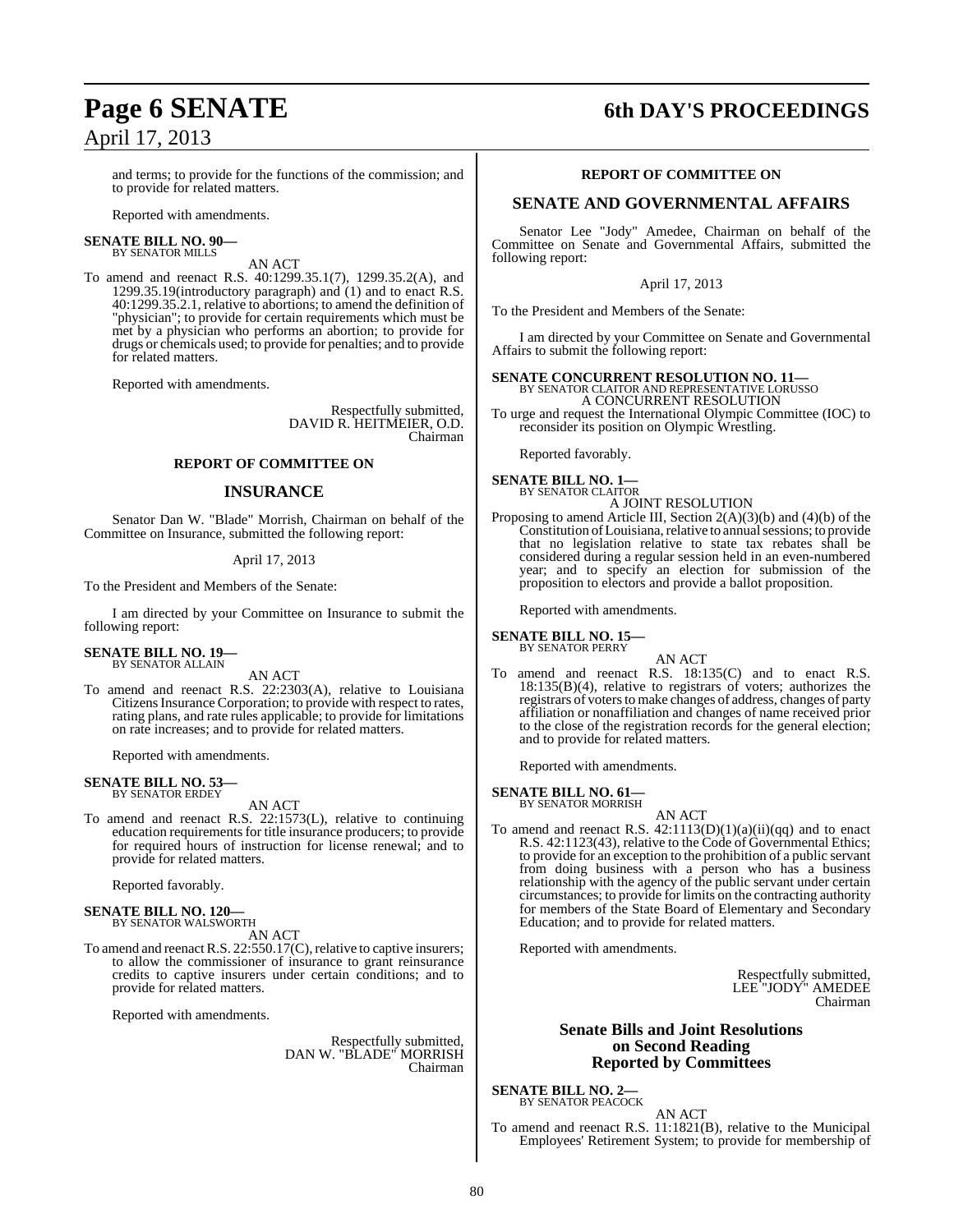and terms; to provide for the functions of the commission; and to provide for related matters.

Reported with amendments.

**SENATE BILL NO. 90—**
BY SENATOR MILLS

AN ACT

To amend and reenact R.S. 40:1299.35.1(7), 1299.35.2(A), and 1299.35.19(introductory paragraph) and (1) and to enact R.S. 40:1299.35.2.1, relative to abortions; to amend the definition of "physician"; to provide for certain requirements which must be met by a physician who performs an abortion; to provide for drugs or chemicals used; to provide for penalties; and to provide for related matters.

Reported with amendments.

Respectfully submitted,
DAVID R. HEITMEIER, O.D.
Chairman

## REPORT OF COMMITTEE ON

## INSURANCE

Senator Dan W. "Blade" Morrish, Chairman on behalf of the Committee on Insurance, submitted the following report:

April 17, 2013

To the President and Members of the Senate:

I am directed by your Committee on Insurance to submit the following report:

**SENATE BILL NO. 19—**
BY SENATOR ALLAIN

AN ACT

To amend and reenact R.S. 22:2303(A), relative to Louisiana Citizens Insurance Corporation; to provide with respect to rates, rating plans, and rate rules applicable; to provide for limitations on rate increases; and to provide for related matters.

Reported with amendments.

**SENATE BILL NO. 53—**
BY SENATOR ERDEY

AN ACT

To amend and reenact R.S. 22:1573(L), relative to continuing education requirements for title insurance producers; to provide for required hours of instruction for license renewal; and to provide for related matters.

Reported favorably.

**SENATE BILL NO. 120—**
BY SENATOR WALSWORTH

AN ACT

To amend and reenact R.S. 22:550.17(C), relative to captive insurers; to allow the commissioner of insurance to grant reinsurance credits to captive insurers under certain conditions; and to provide for related matters.

Reported with amendments.

Respectfully submitted,
DAN W. "BLADE" MORRISH
Chairman

## REPORT OF COMMITTEE ON

## SENATE AND GOVERNMENTAL AFFAIRS

Senator Lee "Jody" Amedee, Chairman on behalf of the Committee on Senate and Governmental Affairs, submitted the following report:

April 17, 2013

To the President and Members of the Senate:

I am directed by your Committee on Senate and Governmental Affairs to submit the following report:

**SENATE CONCURRENT RESOLUTION NO. 11—**
BY SENATOR CLAITOR AND REPRESENTATIVE LORUSSO

A CONCURRENT RESOLUTION

To urge and request the International Olympic Committee (IOC) to reconsider its position on Olympic Wrestling.

Reported favorably.

**SENATE BILL NO. 1—**
BY SENATOR CLAITOR

A JOINT RESOLUTION

Proposing to amend Article III, Section 2(A)(3)(b) and (4)(b) of the Constitution of Louisiana, relative to annual sessions; to provide that no legislation relative to state tax rebates shall be considered during a regular session held in an even-numbered year; and to specify an election for submission of the proposition to electors and provide a ballot proposition.

Reported with amendments.

**SENATE BILL NO. 15—**
BY SENATOR PERRY

AN ACT

To amend and reenact R.S. 18:135(C) and to enact R.S. 18:135(B)(4), relative to registrars of voters; authorizes the registrars of voters to make changes of address, changes of party affiliation or nonaffiliation and changes of name received prior to the close of the registration records for the general election; and to provide for related matters.

Reported with amendments.

**SENATE BILL NO. 61—**
BY SENATOR MORRISH

AN ACT

To amend and reenact R.S. 42:1113(D)(1)(a)(ii)(qq) and to enact R.S. 42:1123(43), relative to the Code of Governmental Ethics; to provide for an exception to the prohibition of a public servant from doing business with a person who has a business relationship with the agency of the public servant under certain circumstances; to provide for limits on the contracting authority for members of the State Board of Elementary and Secondary Education; and to provide for related matters.

Reported with amendments.

Respectfully submitted,
LEE "JODY" AMEDEE
Chairman

## Senate Bills and Joint Resolutions on Second Reading Reported by Committees

**SENATE BILL NO. 2—**
BY SENATOR PEACOCK

AN ACT

To amend and reenact R.S. 11:1821(B), relative to the Municipal Employees' Retirement System; to provide for membership of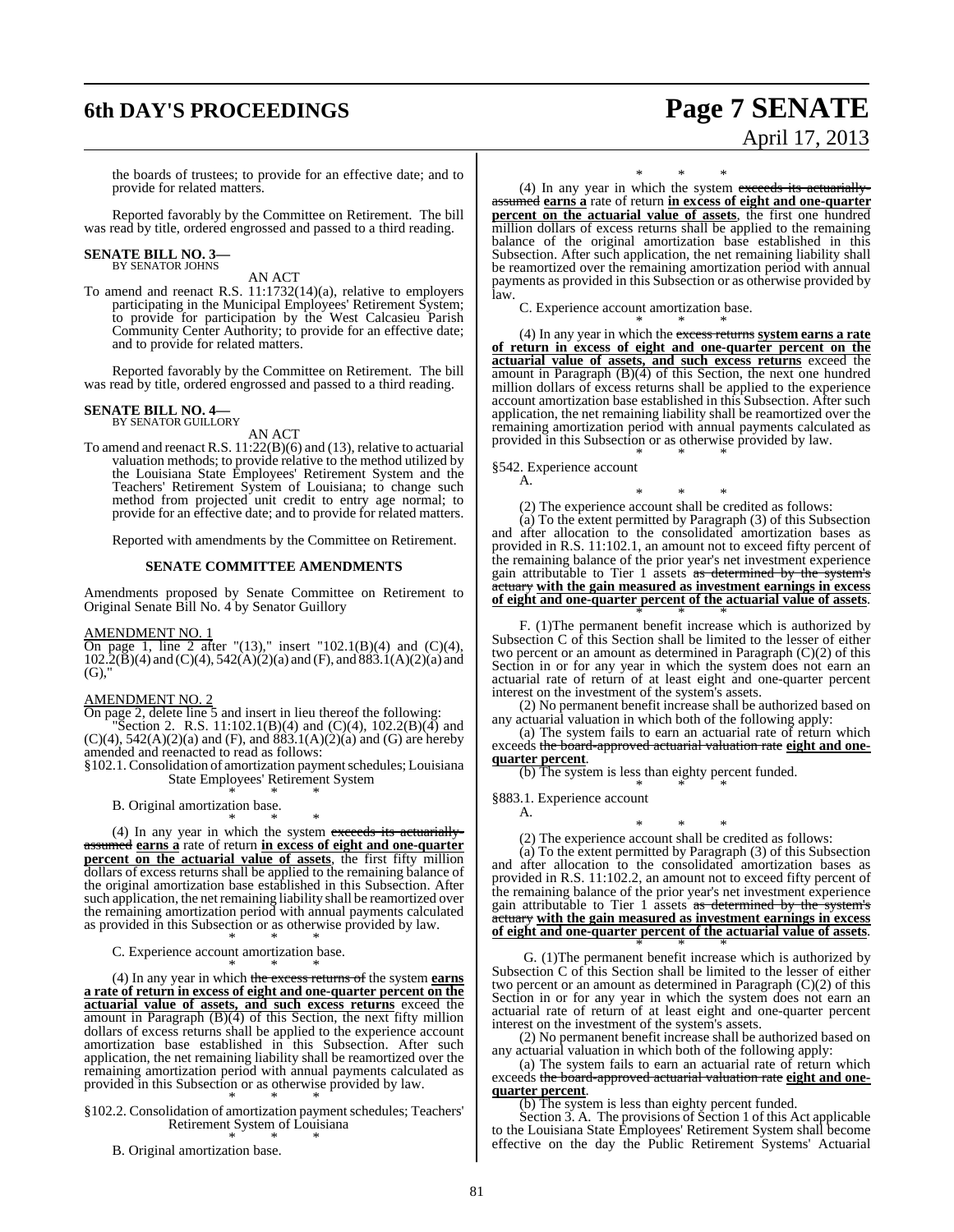the boards of trustees; to provide for an effective date; and to provide for related matters.

Reported favorably by the Committee on Retirement. The bill was read by title, ordered engrossed and passed to a third reading.

**SENATE BILL NO. 3—**
BY SENATOR JOHNS

AN ACT

To amend and reenact R.S. 11:1732(14)(a), relative to employers participating in the Municipal Employees' Retirement System; to provide for participation by the West Calcasieu Parish Community Center Authority; to provide for an effective date; and to provide for related matters.

Reported favorably by the Committee on Retirement. The bill was read by title, ordered engrossed and passed to a third reading.

**SENATE BILL NO. 4—**
BY SENATOR GUILLORY

AN ACT

To amend and reenact R.S. 11:22(B)(6) and (13), relative to actuarial valuation methods; to provide relative to the method utilized by the Louisiana State Employees' Retirement System and the Teachers' Retirement System of Louisiana; to change such method from projected unit credit to entry age normal; to provide for an effective date; and to provide for related matters.

Reported with amendments by the Committee on Retirement.

**SENATE COMMITTEE AMENDMENTS**

Amendments proposed by Senate Committee on Retirement to Original Senate Bill No. 4 by Senator Guillory

AMENDMENT NO. 1

On page 1, line 2 after "(13)," insert "102.1(B)(4) and (C)(4), 102.2(B)(4) and (C)(4), 542(A)(2)(a) and (F), and 883.1(A)(2)(a) and (G),"

AMENDMENT NO. 2

On page 2, delete line 5 and insert in lieu thereof the following:

"Section 2. R.S. 11:102.1(B)(4) and (C)(4), 102.2(B)(4) and (C)(4), 542(A)(2)(a) and (F), and 883.1(A)(2)(a) and (G) are hereby amended and reenacted to read as follows:

§102.1. Consolidation of amortization payment schedules; Louisiana State Employees' Retirement System

\* \* \*

B. Original amortization base.

\* \* \*

(4) In any year in which the system ~~exceeds its actuarially-assumed~~ **earns a** rate of return **in excess of eight and one-quarter percent on the actuarial value of assets**, the first fifty million dollars of excess returns shall be applied to the remaining balance of the original amortization base established in this Subsection. After such application, the net remaining liability shall be reamortized over the remaining amortization period with annual payments calculated as provided in this Subsection or as otherwise provided by law.

\* \* \*

C. Experience account amortization base.

\* \* \*

(4) In any year in which ~~the excess returns of~~ the system **earns a rate of return in excess of eight and one-quarter percent on the actuarial value of assets, and such excess returns** exceed the amount in Paragraph (B)(4) of this Section, the next fifty million dollars of excess returns shall be applied to the experience account amortization base established in this Subsection. After such application, the net remaining liability shall be reamortized over the remaining amortization period with annual payments calculated as provided in this Subsection or as otherwise provided by law.

\* \* \*

§102.2. Consolidation of amortization payment schedules; Teachers' Retirement System of Louisiana

\* \* \*

B. Original amortization base.

\* \* \*

(4) In any year in which the system ~~exceeds its actuarially-assumed~~ **earns a** rate of return **in excess of eight and one-quarter percent on the actuarial value of assets**, the first one hundred million dollars of excess returns shall be applied to the remaining balance of the original amortization base established in this Subsection. After such application, the net remaining liability shall be reamortized over the remaining amortization period with annual payments as provided in this Subsection or as otherwise provided by law.

C. Experience account amortization base.

\* \* \*

(4) In any year in which the ~~excess returns~~ **system earns a rate of return in excess of eight and one-quarter percent on the actuarial value of assets, and such excess returns** exceed the amount in Paragraph (B)(4) of this Section, the next one hundred million dollars of excess returns shall be applied to the experience account amortization base established in this Subsection. After such application, the net remaining liability shall be reamortized over the remaining amortization period with annual payments calculated as provided in this Subsection or as otherwise provided by law.

\* \* \*

§542. Experience account

A.

\* \* \*

(2) The experience account shall be credited as follows:

(a) To the extent permitted by Paragraph (3) of this Subsection and after allocation to the consolidated amortization bases as provided in R.S. 11:102.1, an amount not to exceed fifty percent of the remaining balance of the prior year's net investment experience gain attributable to Tier 1 assets ~~as determined by the system's actuary~~ **with the gain measured as investment earnings in excess of eight and one-quarter percent of the actuarial value of assets**.

\* \* \*

F. (1)The permanent benefit increase which is authorized by Subsection C of this Section shall be limited to the lesser of either two percent or an amount as determined in Paragraph (C)(2) of this Section in or for any year in which the system does not earn an actuarial rate of return of at least eight and one-quarter percent interest on the investment of the system's assets.

(2) No permanent benefit increase shall be authorized based on any actuarial valuation in which both of the following apply:

(a) The system fails to earn an actuarial rate of return which exceeds ~~the board-approved actuarial valuation rate~~ **eight and one-quarter percent**.

(b) The system is less than eighty percent funded.

\* \* \*

§883.1. Experience account

A.

\* \* \*

(2) The experience account shall be credited as follows:

(a) To the extent permitted by Paragraph (3) of this Subsection and after allocation to the consolidated amortization bases as provided in R.S. 11:102.2, an amount not to exceed fifty percent of the remaining balance of the prior year's net investment experience gain attributable to Tier 1 assets ~~as determined by the system's actuary~~ **with the gain measured as investment earnings in excess of eight and one-quarter percent of the actuarial value of assets**.

\* \* \*

G. (1)The permanent benefit increase which is authorized by Subsection C of this Section shall be limited to the lesser of either two percent or an amount as determined in Paragraph (C)(2) of this Section in or for any year in which the system does not earn an actuarial rate of return of at least eight and one-quarter percent interest on the investment of the system's assets.

(2) No permanent benefit increase shall be authorized based on any actuarial valuation in which both of the following apply:

(a) The system fails to earn an actuarial rate of return which exceeds ~~the board-approved actuarial valuation rate~~ **eight and one-quarter percent**.

(b) The system is less than eighty percent funded.

Section 3. A. The provisions of Section 1 of this Act applicable to the Louisiana State Employees' Retirement System shall become effective on the day the Public Retirement Systems' Actuarial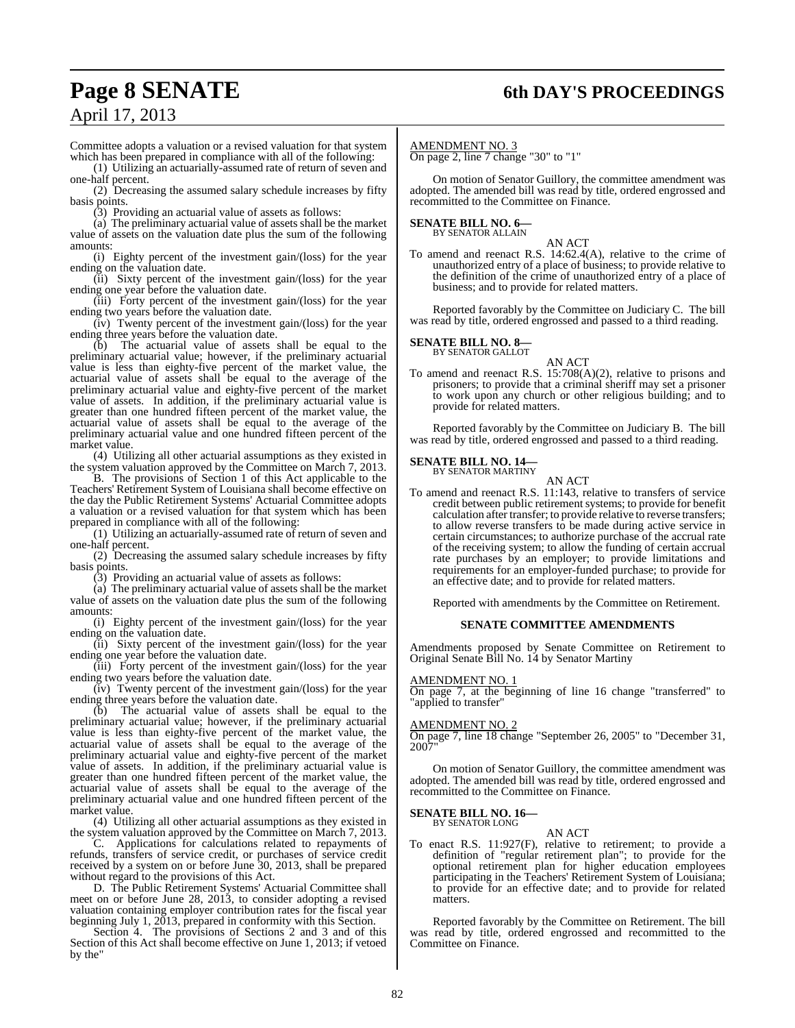Committee adopts a valuation or a revised valuation for that system which has been prepared in compliance with all of the following:

(1) Utilizing an actuarially-assumed rate of return of seven and one-half percent.

(2) Decreasing the assumed salary schedule increases by fifty basis points.

(3) Providing an actuarial value of assets as follows:

(a) The preliminary actuarial value of assets shall be the market value of assets on the valuation date plus the sum of the following amounts:

(i) Eighty percent of the investment gain/(loss) for the year ending on the valuation date.

(ii) Sixty percent of the investment gain/(loss) for the year ending one year before the valuation date.

(iii) Forty percent of the investment gain/(loss) for the year ending two years before the valuation date.

(iv) Twenty percent of the investment gain/(loss) for the year ending three years before the valuation date.

(b) The actuarial value of assets shall be equal to the preliminary actuarial value; however, if the preliminary actuarial value is less than eighty-five percent of the market value, the actuarial value of assets shall be equal to the average of the preliminary actuarial value and eighty-five percent of the market value of assets. In addition, if the preliminary actuarial value is greater than one hundred fifteen percent of the market value, the actuarial value of assets shall be equal to the average of the preliminary actuarial value and one hundred fifteen percent of the market value.

(4) Utilizing all other actuarial assumptions as they existed in the system valuation approved by the Committee on March 7, 2013.

B. The provisions of Section 1 of this Act applicable to the Teachers' Retirement System of Louisiana shall become effective on the day the Public Retirement Systems' Actuarial Committee adopts a valuation or a revised valuation for that system which has been prepared in compliance with all of the following:

(1) Utilizing an actuarially-assumed rate of return of seven and one-half percent.

(2) Decreasing the assumed salary schedule increases by fifty basis points.

(3) Providing an actuarial value of assets as follows:

(a) The preliminary actuarial value of assets shall be the market value of assets on the valuation date plus the sum of the following amounts:

(i) Eighty percent of the investment gain/(loss) for the year ending on the valuation date.

(ii) Sixty percent of the investment gain/(loss) for the year ending one year before the valuation date.

(iii) Forty percent of the investment gain/(loss) for the year ending two years before the valuation date.

(iv) Twenty percent of the investment gain/(loss) for the year ending three years before the valuation date.

(b) The actuarial value of assets shall be equal to the preliminary actuarial value; however, if the preliminary actuarial value is less than eighty-five percent of the market value, the actuarial value of assets shall be equal to the average of the preliminary actuarial value and eighty-five percent of the market value of assets. In addition, if the preliminary actuarial value is greater than one hundred fifteen percent of the market value, the actuarial value of assets shall be equal to the average of the preliminary actuarial value and one hundred fifteen percent of the market value.

(4) Utilizing all other actuarial assumptions as they existed in the system valuation approved by the Committee on March 7, 2013.

C. Applications for calculations related to repayments of refunds, transfers of service credit, or purchases of service credit received by a system on or before June 30, 2013, shall be prepared without regard to the provisions of this Act.

D. The Public Retirement Systems' Actuarial Committee shall meet on or before June 28, 2013, to consider adopting a revised valuation containing employer contribution rates for the fiscal year beginning July 1, 2013, prepared in conformity with this Section.

Section 4. The provisions of Sections 2 and 3 and of this Section of this Act shall become effective on June 1, 2013; if vetoed by the"

AMENDMENT NO. 3
On page 2, line 7 change "30" to "1"

On motion of Senator Guillory, the committee amendment was adopted. The amended bill was read by title, ordered engrossed and recommitted to the Committee on Finance.

**SENATE BILL NO. 6—**
BY SENATOR ALLAIN

AN ACT

To amend and reenact R.S. 14:62.4(A), relative to the crime of unauthorized entry of a place of business; to provide relative to the definition of the crime of unauthorized entry of a place of business; and to provide for related matters.

Reported favorably by the Committee on Judiciary C. The bill was read by title, ordered engrossed and passed to a third reading.

**SENATE BILL NO. 8—**
BY SENATOR GALLOT

AN ACT

To amend and reenact R.S. 15:708(A)(2), relative to prisons and prisoners; to provide that a criminal sheriff may set a prisoner to work upon any church or other religious building; and to provide for related matters.

Reported favorably by the Committee on Judiciary B. The bill was read by title, ordered engrossed and passed to a third reading.

**SENATE BILL NO. 14—**
BY SENATOR MARTINY

AN ACT

To amend and reenact R.S. 11:143, relative to transfers of service credit between public retirement systems; to provide for benefit calculation after transfer; to provide relative to reverse transfers; to allow reverse transfers to be made during active service in certain circumstances; to authorize purchase of the accrual rate of the receiving system; to allow the funding of certain accrual rate purchases by an employer; to provide limitations and requirements for an employer-funded purchase; to provide for an effective date; and to provide for related matters.

Reported with amendments by the Committee on Retirement.

**SENATE COMMITTEE AMENDMENTS**

Amendments proposed by Senate Committee on Retirement to Original Senate Bill No. 14 by Senator Martiny

AMENDMENT NO. 1
On page 7, at the beginning of line 16 change "transferred" to "applied to transfer"

AMENDMENT NO. 2
On page 7, line 18 change "September 26, 2005" to "December 31, 2007"

On motion of Senator Guillory, the committee amendment was adopted. The amended bill was read by title, ordered engrossed and recommitted to the Committee on Finance.

**SENATE BILL NO. 16—**
BY SENATOR LONG

AN ACT

To enact R.S. 11:927(F), relative to retirement; to provide a definition of "regular retirement plan"; to provide for the optional retirement plan for higher education employees participating in the Teachers' Retirement System of Louisiana; to provide for an effective date; and to provide for related matters.

Reported favorably by the Committee on Retirement. The bill was read by title, ordered engrossed and recommitted to the Committee on Finance.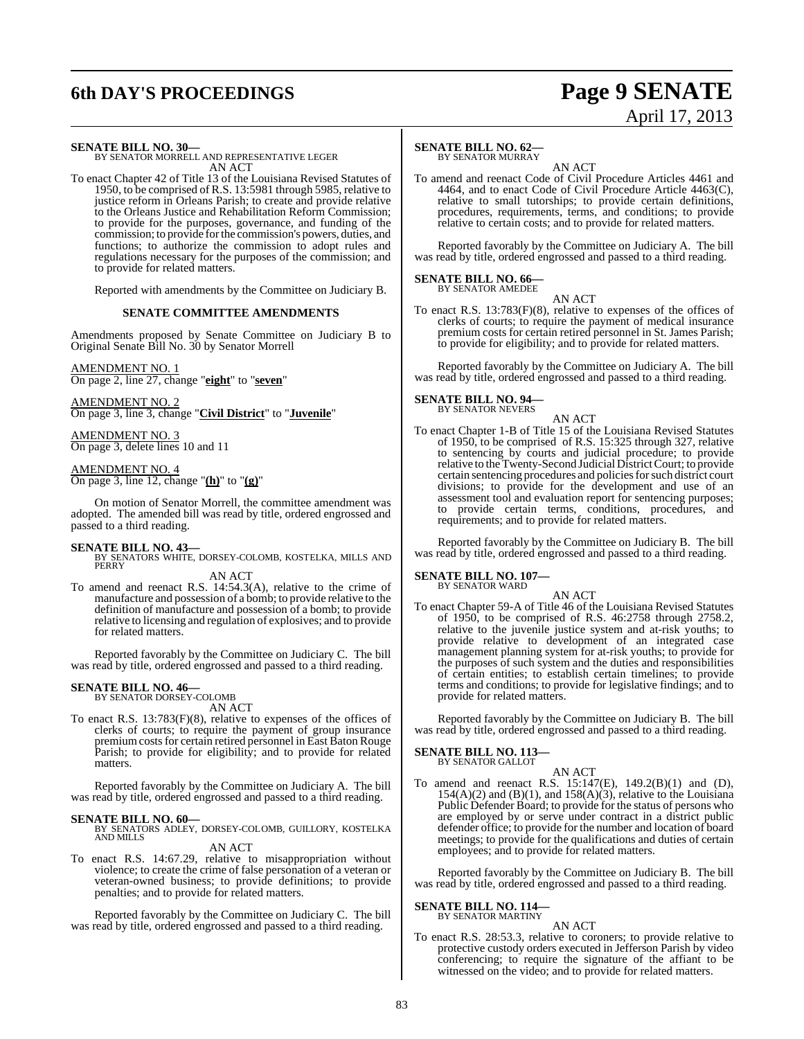**SENATE BILL NO. 30—**
BY SENATOR MORRELL AND REPRESENTATIVE LEGER

AN ACT

To enact Chapter 42 of Title 13 of the Louisiana Revised Statutes of 1950, to be comprised of R.S. 13:5981 through 5985, relative to justice reform in Orleans Parish; to create and provide relative to the Orleans Justice and Rehabilitation Reform Commission; to provide for the purposes, governance, and funding of the commission; to provide for the commission's powers, duties, and functions; to authorize the commission to adopt rules and regulations necessary for the purposes of the commission; and to provide for related matters.

Reported with amendments by the Committee on Judiciary B.

**SENATE COMMITTEE AMENDMENTS**

Amendments proposed by Senate Committee on Judiciary B to Original Senate Bill No. 30 by Senator Morrell

AMENDMENT NO. 1
On page 2, line 27, change "**eight**" to "**seven**"

AMENDMENT NO. 2
On page 3, line 3, change "**Civil District**" to "**Juvenile**"

AMENDMENT NO. 3
On page 3, delete lines 10 and 11

AMENDMENT NO. 4
On page 3, line 12, change "**(h)**" to "**(g)**"

On motion of Senator Morrell, the committee amendment was adopted. The amended bill was read by title, ordered engrossed and passed to a third reading.

**SENATE BILL NO. 43—**
BY SENATORS WHITE, DORSEY-COLOMB, KOSTELKA, MILLS AND PERRY

AN ACT

To amend and reenact R.S. 14:54.3(A), relative to the crime of manufacture and possession of a bomb; to provide relative to the definition of manufacture and possession of a bomb; to provide relative to licensing and regulation of explosives; and to provide for related matters.

Reported favorably by the Committee on Judiciary C. The bill was read by title, ordered engrossed and passed to a third reading.

**SENATE BILL NO. 46—**
BY SENATOR DORSEY-COLOMB

AN ACT

To enact R.S. 13:783(F)(8), relative to expenses of the offices of clerks of courts; to require the payment of group insurance premium costs for certain retired personnel in East Baton Rouge Parish; to provide for eligibility; and to provide for related matters.

Reported favorably by the Committee on Judiciary A. The bill was read by title, ordered engrossed and passed to a third reading.

**SENATE BILL NO. 60—**
BY SENATORS ADLEY, DORSEY-COLOMB, GUILLORY, KOSTELKA AND MILLS

AN ACT

To enact R.S. 14:67.29, relative to misappropriation without violence; to create the crime of false personation of a veteran or veteran-owned business; to provide definitions; to provide penalties; and to provide for related matters.

Reported favorably by the Committee on Judiciary C. The bill was read by title, ordered engrossed and passed to a third reading.

**SENATE BILL NO. 62—**
BY SENATOR MURRAY

AN ACT

To amend and reenact Code of Civil Procedure Articles 4461 and 4464, and to enact Code of Civil Procedure Article 4463(C), relative to small tutorships; to provide certain definitions, procedures, requirements, terms, and conditions; to provide relative to certain costs; and to provide for related matters.

Reported favorably by the Committee on Judiciary A. The bill was read by title, ordered engrossed and passed to a third reading.

**SENATE BILL NO. 66—**
BY SENATOR AMEDEE

AN ACT

To enact R.S. 13:783(F)(8), relative to expenses of the offices of clerks of courts; to require the payment of medical insurance premium costs for certain retired personnel in St. James Parish; to provide for eligibility; and to provide for related matters.

Reported favorably by the Committee on Judiciary A. The bill was read by title, ordered engrossed and passed to a third reading.

**SENATE BILL NO. 94—**
BY SENATOR NEVERS

AN ACT

To enact Chapter 1-B of Title 15 of the Louisiana Revised Statutes of 1950, to be comprised of R.S. 15:325 through 327, relative to sentencing by courts and judicial procedure; to provide relative to the Twenty-Second Judicial District Court; to provide certain sentencing procedures and policies for such district court divisions; to provide for the development and use of an assessment tool and evaluation report for sentencing purposes; to provide certain terms, conditions, procedures, and requirements; and to provide for related matters.

Reported favorably by the Committee on Judiciary B. The bill was read by title, ordered engrossed and passed to a third reading.

**SENATE BILL NO. 107—**
BY SENATOR WARD

AN ACT

To enact Chapter 59-A of Title 46 of the Louisiana Revised Statutes of 1950, to be comprised of R.S. 46:2758 through 2758.2, relative to the juvenile justice system and at-risk youths; to provide relative to development of an integrated case management planning system for at-risk youths; to provide for the purposes of such system and the duties and responsibilities of certain entities; to establish certain timelines; to provide terms and conditions; to provide for legislative findings; and to provide for related matters.

Reported favorably by the Committee on Judiciary B. The bill was read by title, ordered engrossed and passed to a third reading.

**SENATE BILL NO. 113—**
BY SENATOR GALLOT

AN ACT

To amend and reenact R.S. 15:147(E), 149.2(B)(1) and (D), 154(A)(2) and (B)(1), and 158(A)(3), relative to the Louisiana Public Defender Board; to provide for the status of persons who are employed by or serve under contract in a district public defender office; to provide for the number and location of board meetings; to provide for the qualifications and duties of certain employees; and to provide for related matters.

Reported favorably by the Committee on Judiciary B. The bill was read by title, ordered engrossed and passed to a third reading.

**SENATE BILL NO. 114—**
BY SENATOR MARTINY

AN ACT

To enact R.S. 28:53.3, relative to coroners; to provide relative to protective custody orders executed in Jefferson Parish by video conferencing; to require the signature of the affiant to be witnessed on the video; and to provide for related matters.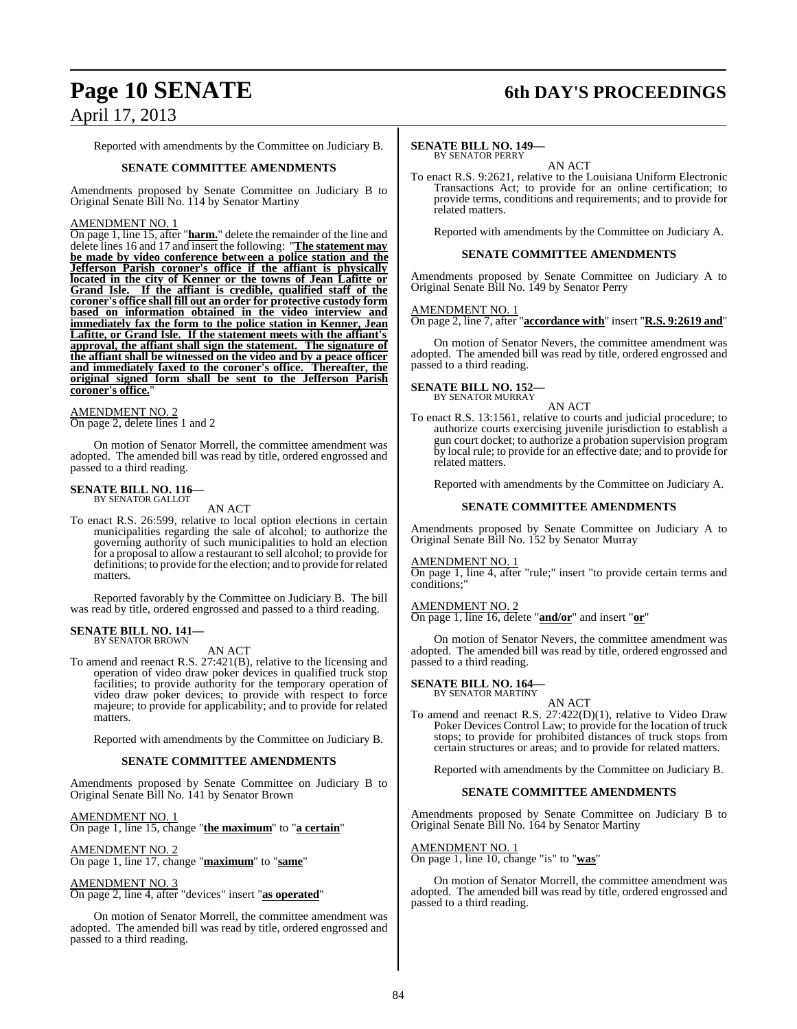Reported with amendments by the Committee on Judiciary B.

**SENATE COMMITTEE AMENDMENTS**

Amendments proposed by Senate Committee on Judiciary B to Original Senate Bill No. 114 by Senator Martiny

AMENDMENT NO. 1

On page 1, line 15, after "**harm.**" delete the remainder of the line and delete lines 16 and 17 and insert the following: "**The statement may be made by video conference between a police station and the Jefferson Parish coroner's office if the affiant is physically located in the city of Kenner or the towns of Jean Lafitte or Grand Isle. If the affiant is credible, qualified staff of the coroner's office shall fill out an order for protective custody form based on information obtained in the video interview and immediately fax the form to the police station in Kenner, Jean Lafitte, or Grand Isle. If the statement meets with the affiant's approval, the affiant shall sign the statement. The signature of the affiant shall be witnessed on the video and by a peace officer and immediately faxed to the coroner's office. Thereafter, the original signed form shall be sent to the Jefferson Parish coroner's office.**"

AMENDMENT NO. 2

On page 2, delete lines 1 and 2

On motion of Senator Morrell, the committee amendment was adopted. The amended bill was read by title, ordered engrossed and passed to a third reading.

**SENATE BILL NO. 116—**
BY SENATOR GALLOT

AN ACT

To enact R.S. 26:599, relative to local option elections in certain municipalities regarding the sale of alcohol; to authorize the governing authority of such municipalities to hold an election for a proposal to allow a restaurant to sell alcohol; to provide for definitions; to provide for the election; and to provide for related matters.

Reported favorably by the Committee on Judiciary B. The bill was read by title, ordered engrossed and passed to a third reading.

**SENATE BILL NO. 141—**
BY SENATOR BROWN

AN ACT

To amend and reenact R.S. 27:421(B), relative to the licensing and operation of video draw poker devices in qualified truck stop facilities; to provide authority for the temporary operation of video draw poker devices; to provide with respect to force majeure; to provide for applicability; and to provide for related matters.

Reported with amendments by the Committee on Judiciary B.

**SENATE COMMITTEE AMENDMENTS**

Amendments proposed by Senate Committee on Judiciary B to Original Senate Bill No. 141 by Senator Brown

AMENDMENT NO. 1

On page 1, line 15, change "**the maximum**" to "**a certain**"

AMENDMENT NO. 2

On page 1, line 17, change "**maximum**" to "**same**"

AMENDMENT NO. 3

On page 2, line 4, after "devices" insert "**as operated**"

On motion of Senator Morrell, the committee amendment was adopted. The amended bill was read by title, ordered engrossed and passed to a third reading.

**SENATE BILL NO. 149—**
BY SENATOR PERRY

AN ACT

To enact R.S. 9:2621, relative to the Louisiana Uniform Electronic Transactions Act; to provide for an online certification; to provide terms, conditions and requirements; and to provide for related matters.

Reported with amendments by the Committee on Judiciary A.

**SENATE COMMITTEE AMENDMENTS**

Amendments proposed by Senate Committee on Judiciary A to Original Senate Bill No. 149 by Senator Perry

AMENDMENT NO. 1

On page 2, line 7, after "**accordance with**" insert "**R.S. 9:2619 and**"

On motion of Senator Nevers, the committee amendment was adopted. The amended bill was read by title, ordered engrossed and passed to a third reading.

**SENATE BILL NO. 152—**
BY SENATOR MURRAY

AN ACT

To enact R.S. 13:1561, relative to courts and judicial procedure; to authorize courts exercising juvenile jurisdiction to establish a gun court docket; to authorize a probation supervision program by local rule; to provide for an effective date; and to provide for related matters.

Reported with amendments by the Committee on Judiciary A.

**SENATE COMMITTEE AMENDMENTS**

Amendments proposed by Senate Committee on Judiciary A to Original Senate Bill No. 152 by Senator Murray

AMENDMENT NO. 1

On page 1, line 4, after "rule;" insert "to provide certain terms and conditions;"

AMENDMENT NO. 2

On page 1, line 16, delete "**and/or**" and insert "**or**"

On motion of Senator Nevers, the committee amendment was adopted. The amended bill was read by title, ordered engrossed and passed to a third reading.

**SENATE BILL NO. 164—**
BY SENATOR MARTINY

AN ACT

To amend and reenact R.S. 27:422(D)(1), relative to Video Draw Poker Devices Control Law; to provide for the location of truck stops; to provide for prohibited distances of truck stops from certain structures or areas; and to provide for related matters.

Reported with amendments by the Committee on Judiciary B.

**SENATE COMMITTEE AMENDMENTS**

Amendments proposed by Senate Committee on Judiciary B to Original Senate Bill No. 164 by Senator Martiny

AMENDMENT NO. 1

On page 1, line 10, change "is" to "**was**"

On motion of Senator Morrell, the committee amendment was adopted. The amended bill was read by title, ordered engrossed and passed to a third reading.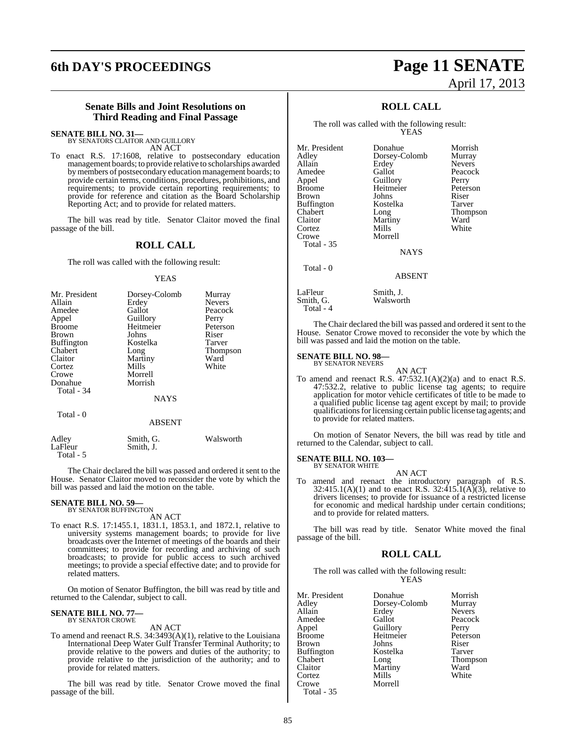## Senate Bills and Joint Resolutions on Third Reading and Final Passage

**SENATE BILL NO. 31—**
BY SENATORS CLAITOR AND GUILLORY
AN ACT

To enact R.S. 17:1608, relative to postsecondary education management boards; to provide relative to scholarships awarded by members of postsecondary education management boards; to provide certain terms, conditions, procedures, prohibitions, and requirements; to provide certain reporting requirements; to provide for reference and citation as the Board Scholarship Reporting Act; and to provide for related matters.

The bill was read by title. Senator Claitor moved the final passage of the bill.

### ROLL CALL

The roll was called with the following result:

YEAS

| | | |
|---|---|---|
| Mr. President | Dorsey-Colomb | Murray |
| Allain | Erdey | Nevers |
| Amedee | Gallot | Peacock |
| Appel | Guillory | Perry |
| Broome | Heitmeier | Peterson |
| Brown | Johns | Riser |
| Buffington | Kostelka | Tarver |
| Chabert | Long | Thompson |
| Claitor | Martiny | Ward |
| Cortez | Mills | White |
| Crowe | Morrell | |
| Donahue | Morrish | |

Total - 34

NAYS

Total - 0

ABSENT

| | | |
|---|---|---|
| Adley | Smith, G. | Walsworth |
| LaFleur | Smith, J. | |

Total - 5

The Chair declared the bill was passed and ordered it sent to the House. Senator Claitor moved to reconsider the vote by which the bill was passed and laid the motion on the table.

**SENATE BILL NO. 59—**
BY SENATOR BUFFINGTON
AN ACT

To enact R.S. 17:1455.1, 1831.1, 1853.1, and 1872.1, relative to university systems management boards; to provide for live broadcasts over the Internet of meetings of the boards and their committees; to provide for recording and archiving of such broadcasts; to provide for public access to such archived meetings; to provide a special effective date; and to provide for related matters.

On motion of Senator Buffington, the bill was read by title and returned to the Calendar, subject to call.

**SENATE BILL NO. 77—**
BY SENATOR CROWE
AN ACT

To amend and reenact R.S. 34:3493(A)(1), relative to the Louisiana International Deep Water Gulf Transfer Terminal Authority; to provide relative to the powers and duties of the authority; to provide relative to the jurisdiction of the authority; and to provide for related matters.

The bill was read by title. Senator Crowe moved the final passage of the bill.

### ROLL CALL

The roll was called with the following result:

YEAS

| | | |
|---|---|---|
| Mr. President | Donahue | Morrish |
| Adley | Dorsey-Colomb | Murray |
| Allain | Erdey | Nevers |
| Amedee | Gallot | Peacock |
| Appel | Guillory | Perry |
| Broome | Heitmeier | Peterson |
| Brown | Johns | Riser |
| Buffington | Kostelka | Tarver |
| Chabert | Long | Thompson |
| Claitor | Martiny | Ward |
| Cortez | Mills | White |
| Crowe | Morrell | |

Total - 35

NAYS

Total - 0

ABSENT

| | |
|---|---|
| LaFleur | Smith, J. |
| Smith, G. | Walsworth |

Total - 4

The Chair declared the bill was passed and ordered it sent to the House. Senator Crowe moved to reconsider the vote by which the bill was passed and laid the motion on the table.

**SENATE BILL NO. 98—**
BY SENATOR NEVERS
AN ACT

To amend and reenact R.S. 47:532.1(A)(2)(a) and to enact R.S. 47:532.2, relative to public license tag agents; to require application for motor vehicle certificates of title to be made to a qualified public license tag agent except by mail; to provide qualifications for licensing certain public license tag agents; and to provide for related matters.

On motion of Senator Nevers, the bill was read by title and returned to the Calendar, subject to call.

**SENATE BILL NO. 103—**
BY SENATOR WHITE
AN ACT

To amend and reenact the introductory paragraph of R.S. 32:415.1(A)(1) and to enact R.S. 32:415.1(A)(3), relative to drivers licenses; to provide for issuance of a restricted license for economic and medical hardship under certain conditions; and to provide for related matters.

The bill was read by title. Senator White moved the final passage of the bill.

### ROLL CALL

The roll was called with the following result:

YEAS

| | | |
|---|---|---|
| Mr. President | Donahue | Morrish |
| Adley | Dorsey-Colomb | Murray |
| Allain | Erdey | Nevers |
| Amedee | Gallot | Peacock |
| Appel | Guillory | Perry |
| Broome | Heitmeier | Peterson |
| Brown | Johns | Riser |
| Buffington | Kostelka | Tarver |
| Chabert | Long | Thompson |
| Claitor | Martiny | Ward |
| Cortez | Mills | White |
| Crowe | Morrell | |

Total - 35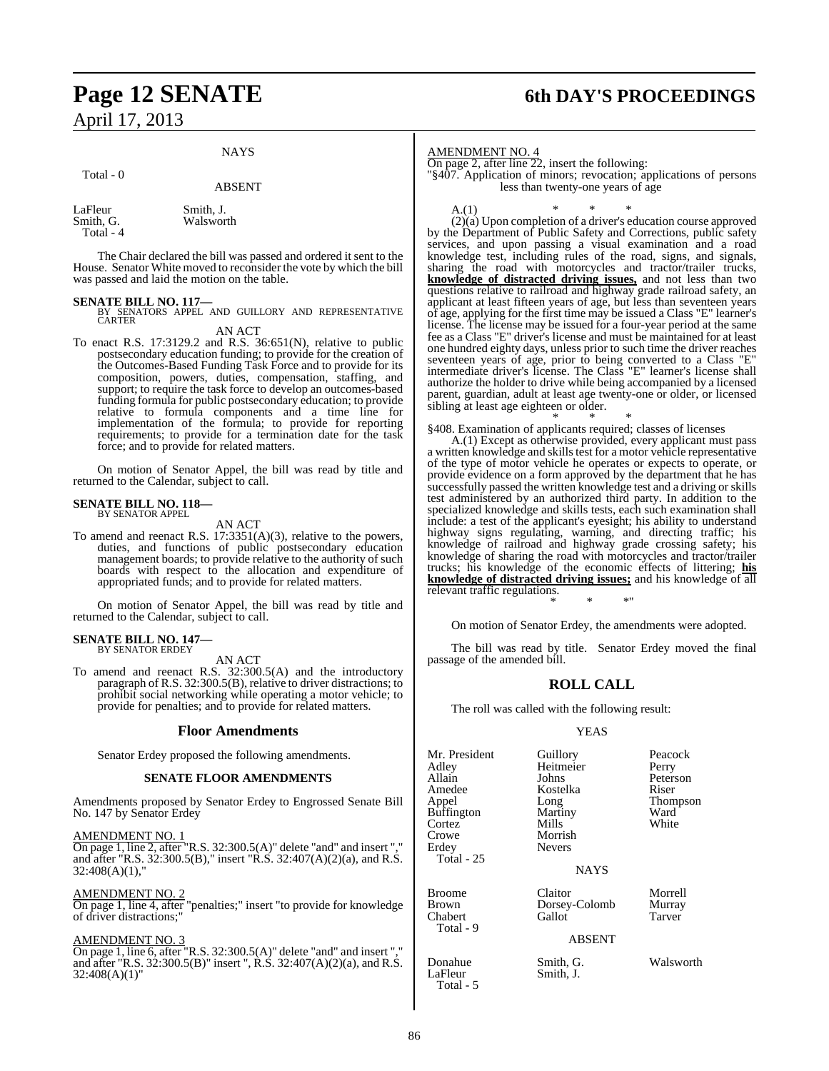NAYS

Total - 0

ABSENT

| | |
|---|---|
| LaFleur | Smith, J. |
| Smith, G. | Walsworth |
| Total - 4 | |

The Chair declared the bill was passed and ordered it sent to the House. Senator White moved to reconsider the vote by which the bill was passed and laid the motion on the table.

**SENATE BILL NO. 117—**
BY SENATORS APPEL AND GUILLORY AND REPRESENTATIVE CARTER

AN ACT

To enact R.S. 17:3129.2 and R.S. 36:651(N), relative to public postsecondary education funding; to provide for the creation of the Outcomes-Based Funding Task Force and to provide for its composition, powers, duties, compensation, staffing, and support; to require the task force to develop an outcomes-based funding formula for public postsecondary education; to provide relative to formula components and a time line for implementation of the formula; to provide for reporting requirements; to provide for a termination date for the task force; and to provide for related matters.

On motion of Senator Appel, the bill was read by title and returned to the Calendar, subject to call.

**SENATE BILL NO. 118—**
BY SENATOR APPEL

AN ACT

To amend and reenact R.S. 17:3351(A)(3), relative to the powers, duties, and functions of public postsecondary education management boards; to provide relative to the authority of such boards with respect to the allocation and expenditure of appropriated funds; and to provide for related matters.

On motion of Senator Appel, the bill was read by title and returned to the Calendar, subject to call.

**SENATE BILL NO. 147—**
BY SENATOR ERDEY

AN ACT

To amend and reenact R.S. 32:300.5(A) and the introductory paragraph of R.S. 32:300.5(B), relative to driver distractions; to prohibit social networking while operating a motor vehicle; to provide for penalties; and to provide for related matters.

## Floor Amendments

Senator Erdey proposed the following amendments.

### SENATE FLOOR AMENDMENTS

Amendments proposed by Senator Erdey to Engrossed Senate Bill No. 147 by Senator Erdey

AMENDMENT NO. 1
On page 1, line 2, after "R.S. 32:300.5(A)" delete "and" and insert "," and after "R.S. 32:300.5(B)," insert "R.S. 32:407(A)(2)(a), and R.S. 32:408(A)(1),"

AMENDMENT NO. 2
On page 1, line 4, after "penalties;" insert "to provide for knowledge of driver distractions;"

AMENDMENT NO. 3
On page 1, line 6, after "R.S. 32:300.5(A)" delete "and" and insert "," and after "R.S. 32:300.5(B)" insert ", R.S. 32:407(A)(2)(a), and R.S. 32:408(A)(1)"

AMENDMENT NO. 4
On page 2, after line 22, insert the following:
"§407. Application of minors; revocation; applications of persons less than twenty-one years of age

A.(1) * * *

(2)(a) Upon completion of a driver's education course approved by the Department of Public Safety and Corrections, public safety services, and upon passing a visual examination and a road knowledge test, including rules of the road, signs, and signals, sharing the road with motorcycles and tractor/trailer trucks, **knowledge of distracted driving issues,** and not less than two questions relative to railroad and highway grade railroad safety, an applicant at least fifteen years of age, but less than seventeen years of age, applying for the first time may be issued a Class "E" learner's license. The license may be issued for a four-year period at the same fee as a Class "E" driver's license and must be maintained for at least one hundred eighty days, unless prior to such time the driver reaches seventeen years of age, prior to being converted to a Class "E" intermediate driver's license. The Class "E" learner's license shall authorize the holder to drive while being accompanied by a licensed parent, guardian, adult at least age twenty-one or older, or licensed sibling at least age eighteen or older.

\* \* \*

§408. Examination of applicants required; classes of licenses

A.(1) Except as otherwise provided, every applicant must pass a written knowledge and skills test for a motor vehicle representative of the type of motor vehicle he operates or expects to operate, or provide evidence on a form approved by the department that he has successfully passed the written knowledge test and a driving or skills test administered by an authorized third party. In addition to the specialized knowledge and skills tests, each such examination shall include: a test of the applicant's eyesight; his ability to understand highway signs regulating, warning, and directing traffic; his knowledge of railroad and highway grade crossing safety; his knowledge of sharing the road with motorcycles and tractor/trailer trucks; his knowledge of the economic effects of littering; **his knowledge of distracted driving issues;** and his knowledge of all relevant traffic regulations.

\* \* \*"

On motion of Senator Erdey, the amendments were adopted.

The bill was read by title. Senator Erdey moved the final passage of the amended bill.

## ROLL CALL

The roll was called with the following result:

YEAS

| | | |
|---|---|---|
| Mr. President | Guillory | Peacock |
| Adley | Heitmeier | Perry |
| Allain | Johns | Peterson |
| Amedee | Kostelka | Riser |
| Appel | Long | Thompson |
| Buffington | Martiny | Ward |
| Cortez | Mills | White |
| Crowe | Morrish | |
| Erdey | Nevers | |
| Total - 25 | | |

NAYS

| | | |
|---|---|---|
| Broome | Claitor | Morrell |
| Brown | Dorsey-Colomb | Murray |
| Chabert | Gallot | Tarver |
| Total - 9 | | |

ABSENT

| | | |
|---|---|---|
| Donahue | Smith, G. | Walsworth |
| LaFleur | Smith, J. | |
| Total - 5 | | |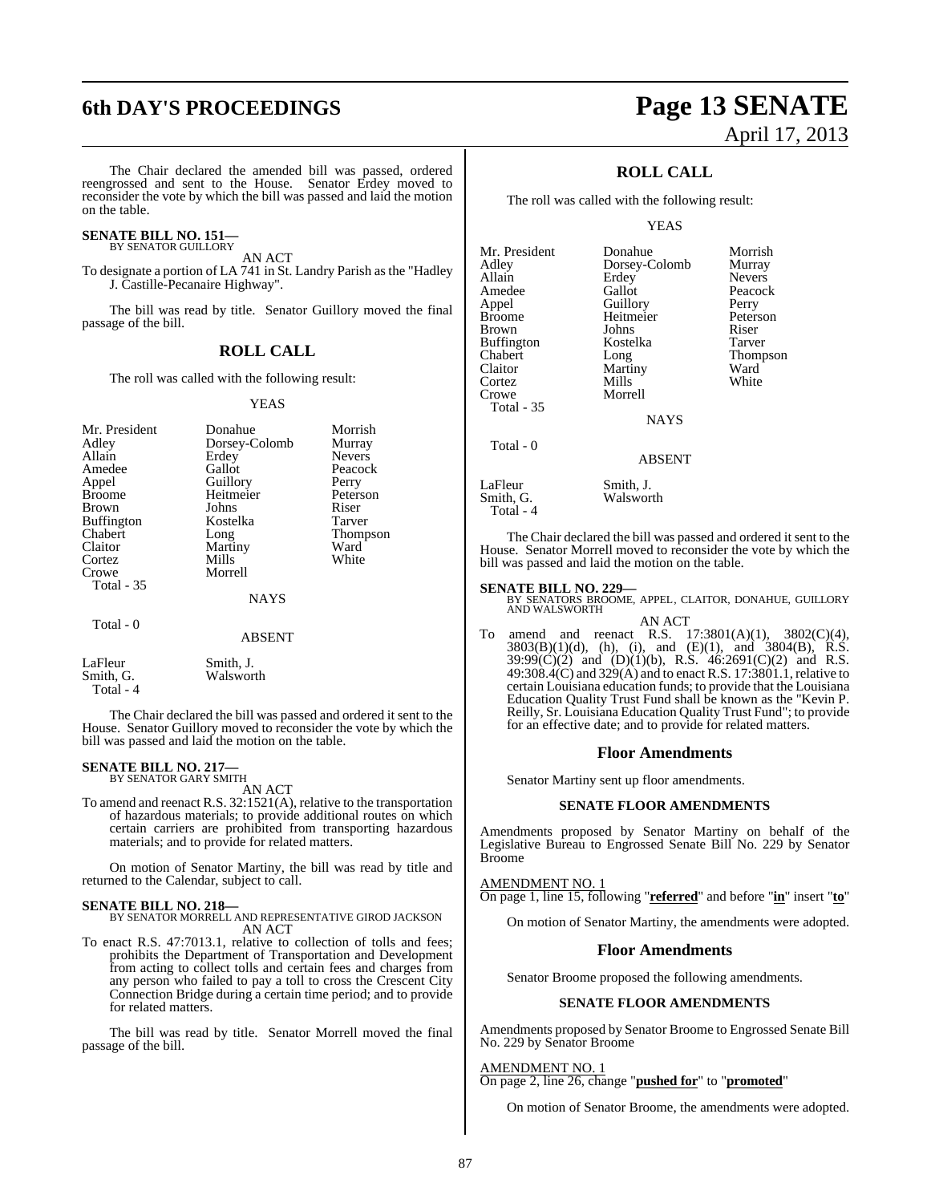The Chair declared the amended bill was passed, ordered reengrossed and sent to the House. Senator Erdey moved to reconsider the vote by which the bill was passed and laid the motion on the table.

**SENATE BILL NO. 151—**
BY SENATOR GUILLORY

AN ACT

To designate a portion of LA 741 in St. Landry Parish as the "Hadley J. Castille-Pecanaire Highway".

The bill was read by title. Senator Guillory moved the final passage of the bill.

## ROLL CALL

The roll was called with the following result:

YEAS

| | | |
|---|---|---|
| Mr. President | Donahue | Morrish |
| Adley | Dorsey-Colomb | Murray |
| Allain | Erdey | Nevers |
| Amedee | Gallot | Peacock |
| Appel | Guillory | Perry |
| Broome | Heitmeier | Peterson |
| Brown | Johns | Riser |
| Buffington | Kostelka | Tarver |
| Chabert | Long | Thompson |
| Claitor | Martiny | Ward |
| Cortez | Mills | White |
| Crowe | Morrell | |
| Total - 35 | | |

NAYS

Total - 0

ABSENT

| | |
|---|---|
| LaFleur | Smith, J. |
| Smith, G. | Walsworth |
| Total - 4 | |

The Chair declared the bill was passed and ordered it sent to the House. Senator Guillory moved to reconsider the vote by which the bill was passed and laid the motion on the table.

**SENATE BILL NO. 217—**
BY SENATOR GARY SMITH

AN ACT

To amend and reenact R.S. 32:1521(A), relative to the transportation of hazardous materials; to provide additional routes on which certain carriers are prohibited from transporting hazardous materials; and to provide for related matters.

On motion of Senator Martiny, the bill was read by title and returned to the Calendar, subject to call.

**SENATE BILL NO. 218—**
BY SENATOR MORRELL AND REPRESENTATIVE GIROD JACKSON

AN ACT

To enact R.S. 47:7013.1, relative to collection of tolls and fees; prohibits the Department of Transportation and Development from acting to collect tolls and certain fees and charges from any person who failed to pay a toll to cross the Crescent City Connection Bridge during a certain time period; and to provide for related matters.

The bill was read by title. Senator Morrell moved the final passage of the bill.

## ROLL CALL

The roll was called with the following result:

YEAS

| | | |
|---|---|---|
| Mr. President | Donahue | Morrish |
| Adley | Dorsey-Colomb | Murray |
| Allain | Erdey | Nevers |
| Amedee | Gallot | Peacock |
| Appel | Guillory | Perry |
| Broome | Heitmeier | Peterson |
| Brown | Johns | Riser |
| Buffington | Kostelka | Tarver |
| Chabert | Long | Thompson |
| Claitor | Martiny | Ward |
| Cortez | Mills | White |
| Crowe | Morrell | |
| Total - 35 | | |

NAYS

Total - 0

ABSENT

| | |
|---|---|
| LaFleur | Smith, J. |
| Smith, G. | Walsworth |
| Total - 4 | |

The Chair declared the bill was passed and ordered it sent to the House. Senator Morrell moved to reconsider the vote by which the bill was passed and laid the motion on the table.

**SENATE BILL NO. 229—**
BY SENATORS BROOME, APPEL, CLAITOR, DONAHUE, GUILLORY AND WALSWORTH

AN ACT

To amend and reenact R.S. 17:3801(A)(1), 3802(C)(4), 3803(B)(1)(d), (h), (i), and (E)(1), and 3804(B), R.S. 39:99(C)(2) and (D)(1)(b), R.S. 46:2691(C)(2) and R.S. 49:308.4(C) and 329(A) and to enact R.S. 17:3801.1, relative to certain Louisiana education funds; to provide that the Louisiana Education Quality Trust Fund shall be known as the "Kevin P. Reilly, Sr. Louisiana Education Quality Trust Fund"; to provide for an effective date; and to provide for related matters.

## Floor Amendments

Senator Martiny sent up floor amendments.

### SENATE FLOOR AMENDMENTS

Amendments proposed by Senator Martiny on behalf of the Legislative Bureau to Engrossed Senate Bill No. 229 by Senator Broome

AMENDMENT NO. 1

On page 1, line 15, following "**referred**" and before "**in**" insert "**to**"

On motion of Senator Martiny, the amendments were adopted.

## Floor Amendments

Senator Broome proposed the following amendments.

### SENATE FLOOR AMENDMENTS

Amendments proposed by Senator Broome to Engrossed Senate Bill No. 229 by Senator Broome

AMENDMENT NO. 1

On page 2, line 26, change "**pushed for**" to "**promoted**"

On motion of Senator Broome, the amendments were adopted.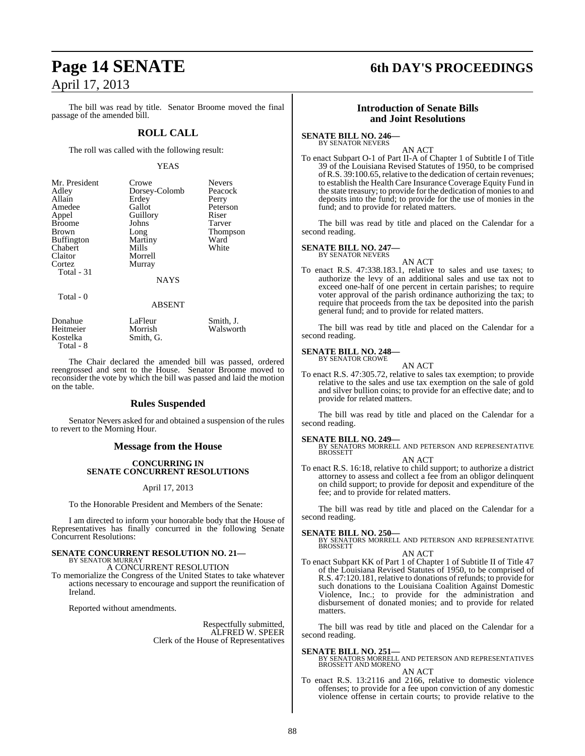The bill was read by title. Senator Broome moved the final passage of the amended bill.

## ROLL CALL

The roll was called with the following result:

YEAS

| | | |
|---|---|---|
| Mr. President | Crowe | Nevers |
| Adley | Dorsey-Colomb | Peacock |
| Allain | Erdey | Perry |
| Amedee | Gallot | Peterson |
| Appel | Guillory | Riser |
| Broome | Johns | Tarver |
| Brown | Long | Thompson |
| Buffington | Martiny | Ward |
| Chabert | Mills | White |
| Claitor | Morrell | |
| Cortez | Murray | |
| Total - 31 | | |

NAYS

Total - 0

ABSENT

| | | |
|---|---|---|
| Donahue | LaFleur | Smith, J. |
| Heitmeier | Morrish | Walsworth |
| Kostelka | Smith, G. | |
| Total - 8 | | |

The Chair declared the amended bill was passed, ordered reengrossed and sent to the House. Senator Broome moved to reconsider the vote by which the bill was passed and laid the motion on the table.

## Rules Suspended

Senator Nevers asked for and obtained a suspension of the rules to revert to the Morning Hour.

## Message from the House

**CONCURRING IN SENATE CONCURRENT RESOLUTIONS**

April 17, 2013

To the Honorable President and Members of the Senate:

I am directed to inform your honorable body that the House of Representatives has finally concurred in the following Senate Concurrent Resolutions:

**SENATE CONCURRENT RESOLUTION NO. 21—**
BY SENATOR MURRAY

A CONCURRENT RESOLUTION

To memorialize the Congress of the United States to take whatever actions necessary to encourage and support the reunification of Ireland.

Reported without amendments.

Respectfully submitted,
ALFRED W. SPEER
Clerk of the House of Representatives

## Introduction of Senate Bills and Joint Resolutions

**SENATE BILL NO. 246—**
BY SENATOR NEVERS

AN ACT

To enact Subpart O-1 of Part II-A of Chapter 1 of Subtitle I of Title 39 of the Louisiana Revised Statutes of 1950, to be comprised of R.S. 39:100.65, relative to the dedication of certain revenues; to establish the Health Care Insurance Coverage Equity Fund in the state treasury; to provide for the dedication of monies to and deposits into the fund; to provide for the use of monies in the fund; and to provide for related matters.

The bill was read by title and placed on the Calendar for a second reading.

**SENATE BILL NO. 247—**
BY SENATOR NEVERS

AN ACT

To enact R.S. 47:338.183.1, relative to sales and use taxes; to authorize the levy of an additional sales and use tax not to exceed one-half of one percent in certain parishes; to require voter approval of the parish ordinance authorizing the tax; to require that proceeds from the tax be deposited into the parish general fund; and to provide for related matters.

The bill was read by title and placed on the Calendar for a second reading.

**SENATE BILL NO. 248—**
BY SENATOR CROWE

AN ACT

To enact R.S. 47:305.72, relative to sales tax exemption; to provide relative to the sales and use tax exemption on the sale of gold and silver bullion coins; to provide for an effective date; and to provide for related matters.

The bill was read by title and placed on the Calendar for a second reading.

**SENATE BILL NO. 249—**
BY SENATORS MORRELL AND PETERSON AND REPRESENTATIVE BROSSETT

AN ACT

To enact R.S. 16:18, relative to child support; to authorize a district attorney to assess and collect a fee from an obligor delinquent on child support; to provide for deposit and expenditure of the fee; and to provide for related matters.

The bill was read by title and placed on the Calendar for a second reading.

**SENATE BILL NO. 250—**
BY SENATORS MORRELL AND PETERSON AND REPRESENTATIVE BROSSETT

AN ACT

To enact Subpart KK of Part 1 of Chapter 1 of Subtitle II of Title 47 of the Louisiana Revised Statutes of 1950, to be comprised of R.S. 47:120.181, relative to donations of refunds; to provide for such donations to the Louisiana Coalition Against Domestic Violence, Inc.; to provide for the administration and disbursement of donated monies; and to provide for related matters.

The bill was read by title and placed on the Calendar for a second reading.

**SENATE BILL NO. 251—**
BY SENATORS MORRELL AND PETERSON AND REPRESENTATIVES BROSSETT AND MORENO

AN ACT

To enact R.S. 13:2116 and 2166, relative to domestic violence offenses; to provide for a fee upon conviction of any domestic violence offense in certain courts; to provide relative to the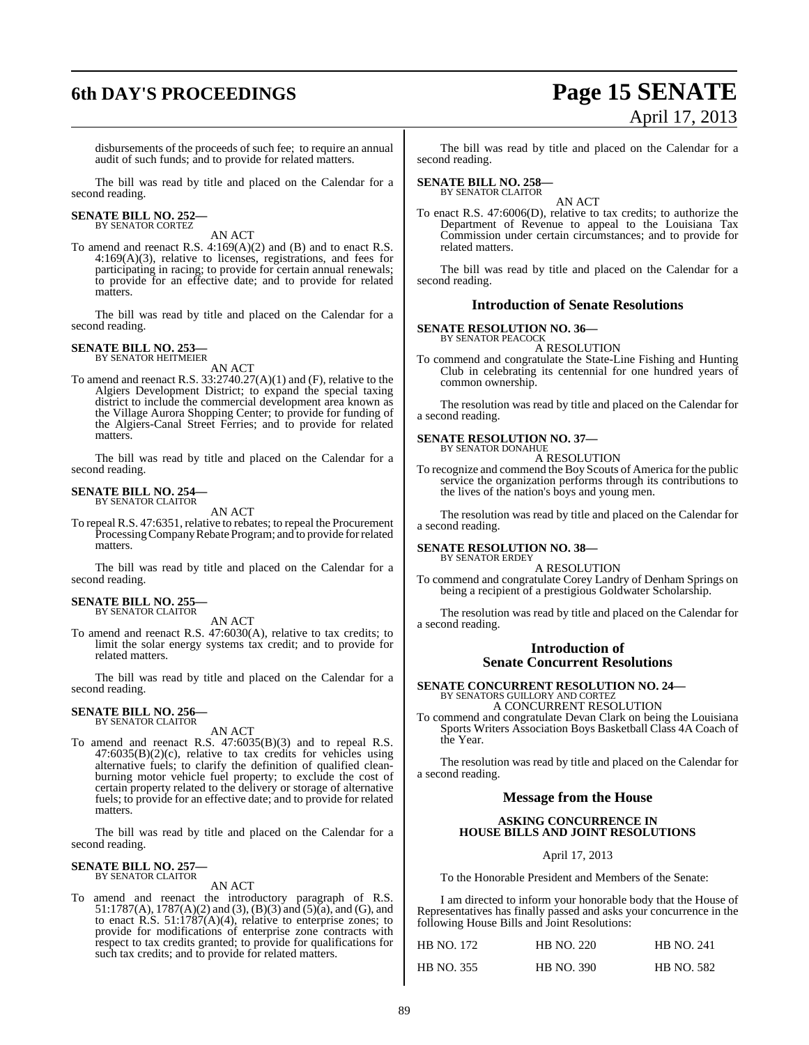disbursements of the proceeds of such fee; to require an annual audit of such funds; and to provide for related matters.

The bill was read by title and placed on the Calendar for a second reading.

**SENATE BILL NO. 252—**
BY SENATOR CORTEZ

AN ACT

To amend and reenact R.S. 4:169(A)(2) and (B) and to enact R.S. 4:169(A)(3), relative to licenses, registrations, and fees for participating in racing; to provide for certain annual renewals; to provide for an effective date; and to provide for related matters.

The bill was read by title and placed on the Calendar for a second reading.

**SENATE BILL NO. 253—**
BY SENATOR HEITMEIER

AN ACT

To amend and reenact R.S. 33:2740.27(A)(1) and (F), relative to the Algiers Development District; to expand the special taxing district to include the commercial development area known as the Village Aurora Shopping Center; to provide for funding of the Algiers-Canal Street Ferries; and to provide for related matters.

The bill was read by title and placed on the Calendar for a second reading.

**SENATE BILL NO. 254—**
BY SENATOR CLAITOR

AN ACT

To repeal R.S. 47:6351, relative to rebates; to repeal the Procurement Processing Company Rebate Program; and to provide for related matters.

The bill was read by title and placed on the Calendar for a second reading.

**SENATE BILL NO. 255—**
BY SENATOR CLAITOR

AN ACT

To amend and reenact R.S. 47:6030(A), relative to tax credits; to limit the solar energy systems tax credit; and to provide for related matters.

The bill was read by title and placed on the Calendar for a second reading.

**SENATE BILL NO. 256—**
BY SENATOR CLAITOR

AN ACT

To amend and reenact R.S. 47:6035(B)(3) and to repeal R.S. 47:6035(B)(2)(c), relative to tax credits for vehicles using alternative fuels; to clarify the definition of qualified clean-burning motor vehicle fuel property; to exclude the cost of certain property related to the delivery or storage of alternative fuels; to provide for an effective date; and to provide for related matters.

The bill was read by title and placed on the Calendar for a second reading.

**SENATE BILL NO. 257—**
BY SENATOR CLAITOR

AN ACT

To amend and reenact the introductory paragraph of R.S. 51:1787(A), 1787(A)(2) and (3), (B)(3) and (5)(a), and (G), and to enact R.S. 51:1787(A)(4), relative to enterprise zones; to provide for modifications of enterprise zone contracts with respect to tax credits granted; to provide for qualifications for such tax credits; and to provide for related matters.

The bill was read by title and placed on the Calendar for a second reading.

**SENATE BILL NO. 258—**
BY SENATOR CLAITOR

AN ACT

To enact R.S. 47:6006(D), relative to tax credits; to authorize the Department of Revenue to appeal to the Louisiana Tax Commission under certain circumstances; and to provide for related matters.

The bill was read by title and placed on the Calendar for a second reading.

## Introduction of Senate Resolutions

**SENATE RESOLUTION NO. 36—**
BY SENATOR PEACOCK

A RESOLUTION

To commend and congratulate the State-Line Fishing and Hunting Club in celebrating its centennial for one hundred years of common ownership.

The resolution was read by title and placed on the Calendar for a second reading.

**SENATE RESOLUTION NO. 37—**
BY SENATOR DONAHUE

A RESOLUTION

To recognize and commend the Boy Scouts of America for the public service the organization performs through its contributions to the lives of the nation's boys and young men.

The resolution was read by title and placed on the Calendar for a second reading.

**SENATE RESOLUTION NO. 38—**
BY SENATOR ERDEY

A RESOLUTION

To commend and congratulate Corey Landry of Denham Springs on being a recipient of a prestigious Goldwater Scholarship.

The resolution was read by title and placed on the Calendar for a second reading.

## Introduction of Senate Concurrent Resolutions

**SENATE CONCURRENT RESOLUTION NO. 24—**
BY SENATORS GUILLORY AND CORTEZ

A CONCURRENT RESOLUTION

To commend and congratulate Devan Clark on being the Louisiana Sports Writers Association Boys Basketball Class 4A Coach of the Year.

The resolution was read by title and placed on the Calendar for a second reading.

## Message from the House

**ASKING CONCURRENCE IN HOUSE BILLS AND JOINT RESOLUTIONS**

April 17, 2013

To the Honorable President and Members of the Senate:

I am directed to inform your honorable body that the House of Representatives has finally passed and asks your concurrence in the following House Bills and Joint Resolutions:

| | | |
|---|---|---|
| HB NO. 172 | HB NO. 220 | HB NO. 241 |
| HB NO. 355 | HB NO. 390 | HB NO. 582 |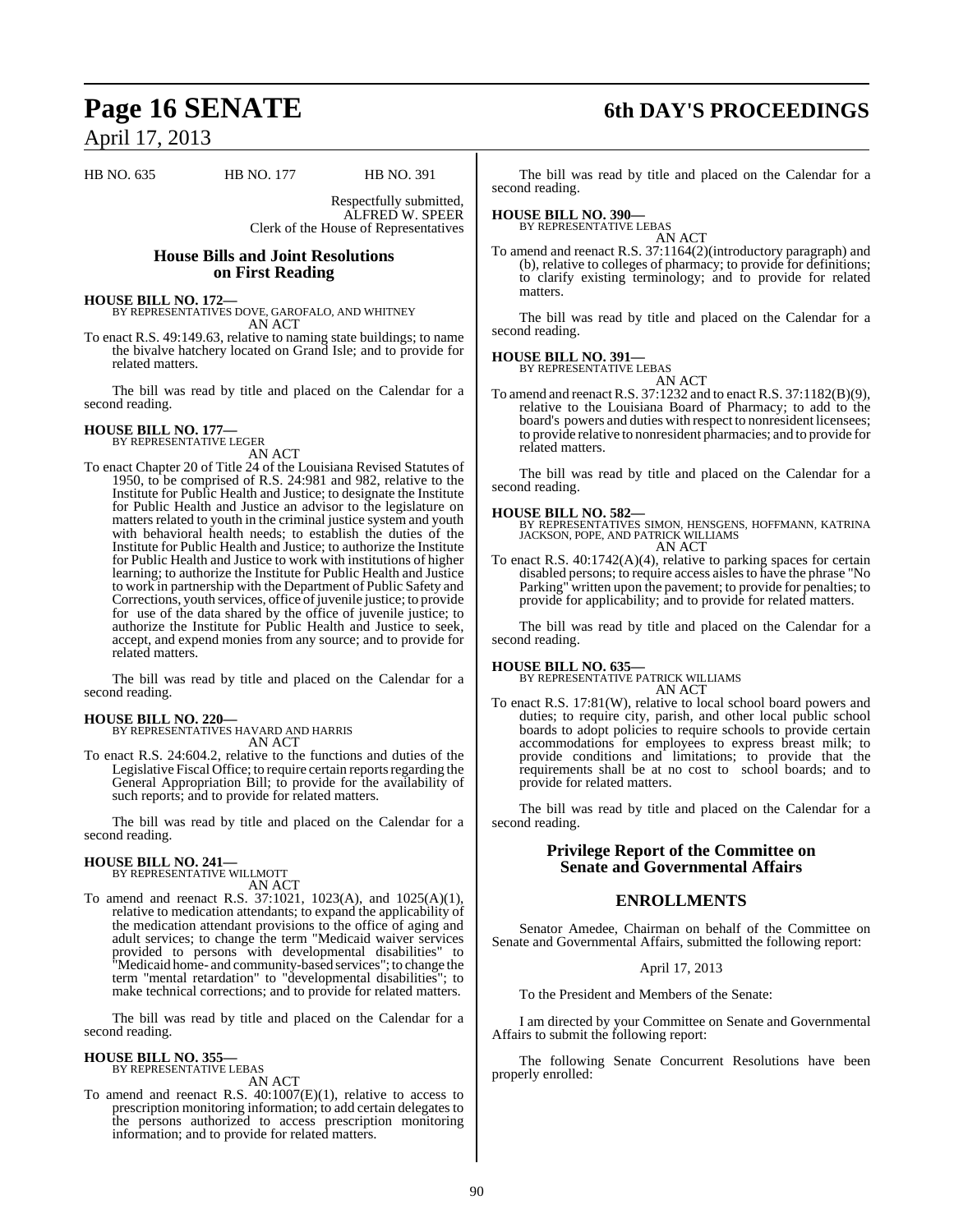HB NO. 635 HB NO. 177 HB NO. 391

Respectfully submitted,
ALFRED W. SPEER
Clerk of the House of Representatives

## House Bills and Joint Resolutions on First Reading

**HOUSE BILL NO. 172—**
BY REPRESENTATIVES DOVE, GAROFALO, AND WHITNEY
AN ACT
To enact R.S. 49:149.63, relative to naming state buildings; to name the bivalve hatchery located on Grand Isle; and to provide for related matters.

The bill was read by title and placed on the Calendar for a second reading.

**HOUSE BILL NO. 177—**
BY REPRESENTATIVE LEGER
AN ACT
To enact Chapter 20 of Title 24 of the Louisiana Revised Statutes of 1950, to be comprised of R.S. 24:981 and 982, relative to the Institute for Public Health and Justice; to designate the Institute for Public Health and Justice an advisor to the legislature on matters related to youth in the criminal justice system and youth with behavioral health needs; to establish the duties of the Institute for Public Health and Justice; to authorize the Institute for Public Health and Justice to work with institutions of higher learning; to authorize the Institute for Public Health and Justice to work in partnership with the Department of Public Safety and Corrections, youth services, office of juvenile justice; to provide for use of the data shared by the office of juvenile justice; to authorize the Institute for Public Health and Justice to seek, accept, and expend monies from any source; and to provide for related matters.

The bill was read by title and placed on the Calendar for a second reading.

**HOUSE BILL NO. 220—**
BY REPRESENTATIVES HAVARD AND HARRIS
AN ACT
To enact R.S. 24:604.2, relative to the functions and duties of the Legislative Fiscal Office; to require certain reports regarding the General Appropriation Bill; to provide for the availability of such reports; and to provide for related matters.

The bill was read by title and placed on the Calendar for a second reading.

**HOUSE BILL NO. 241—**
BY REPRESENTATIVE WILLMOTT
AN ACT
To amend and reenact R.S. 37:1021, 1023(A), and 1025(A)(1), relative to medication attendants; to expand the applicability of the medication attendant provisions to the office of aging and adult services; to change the term "Medicaid waiver services provided to persons with developmental disabilities" to "Medicaid home- and community-based services"; to change the term "mental retardation" to "developmental disabilities"; to make technical corrections; and to provide for related matters.

The bill was read by title and placed on the Calendar for a second reading.

**HOUSE BILL NO. 355—**
BY REPRESENTATIVE LEBAS
AN ACT
To amend and reenact R.S. 40:1007(E)(1), relative to access to prescription monitoring information; to add certain delegates to the persons authorized to access prescription monitoring information; and to provide for related matters.

The bill was read by title and placed on the Calendar for a second reading.

**HOUSE BILL NO. 390—**
BY REPRESENTATIVE LEBAS
AN ACT
To amend and reenact R.S. 37:1164(2)(introductory paragraph) and (b), relative to colleges of pharmacy; to provide for definitions; to clarify existing terminology; and to provide for related matters.

The bill was read by title and placed on the Calendar for a second reading.

**HOUSE BILL NO. 391—**
BY REPRESENTATIVE LEBAS
AN ACT
To amend and reenact R.S. 37:1232 and to enact R.S. 37:1182(B)(9), relative to the Louisiana Board of Pharmacy; to add to the board's powers and duties with respect to nonresident licensees; to provide relative to nonresident pharmacies; and to provide for related matters.

The bill was read by title and placed on the Calendar for a second reading.

**HOUSE BILL NO. 582—**
BY REPRESENTATIVES SIMON, HENSGENS, HOFFMANN, KATRINA JACKSON, POPE, AND PATRICK WILLIAMS
AN ACT
To enact R.S. 40:1742(A)(4), relative to parking spaces for certain disabled persons; to require access aisles to have the phrase "No Parking" written upon the pavement; to provide for penalties; to provide for applicability; and to provide for related matters.

The bill was read by title and placed on the Calendar for a second reading.

**HOUSE BILL NO. 635—**
BY REPRESENTATIVE PATRICK WILLIAMS
AN ACT
To enact R.S. 17:81(W), relative to local school board powers and duties; to require city, parish, and other local public school boards to adopt policies to require schools to provide certain accommodations for employees to express breast milk; to provide conditions and limitations; to provide that the requirements shall be at no cost to school boards; and to provide for related matters.

The bill was read by title and placed on the Calendar for a second reading.

## Privilege Report of the Committee on Senate and Governmental Affairs

## ENROLLMENTS

Senator Amedee, Chairman on behalf of the Committee on Senate and Governmental Affairs, submitted the following report:

April 17, 2013

To the President and Members of the Senate:

I am directed by your Committee on Senate and Governmental Affairs to submit the following report:

The following Senate Concurrent Resolutions have been properly enrolled: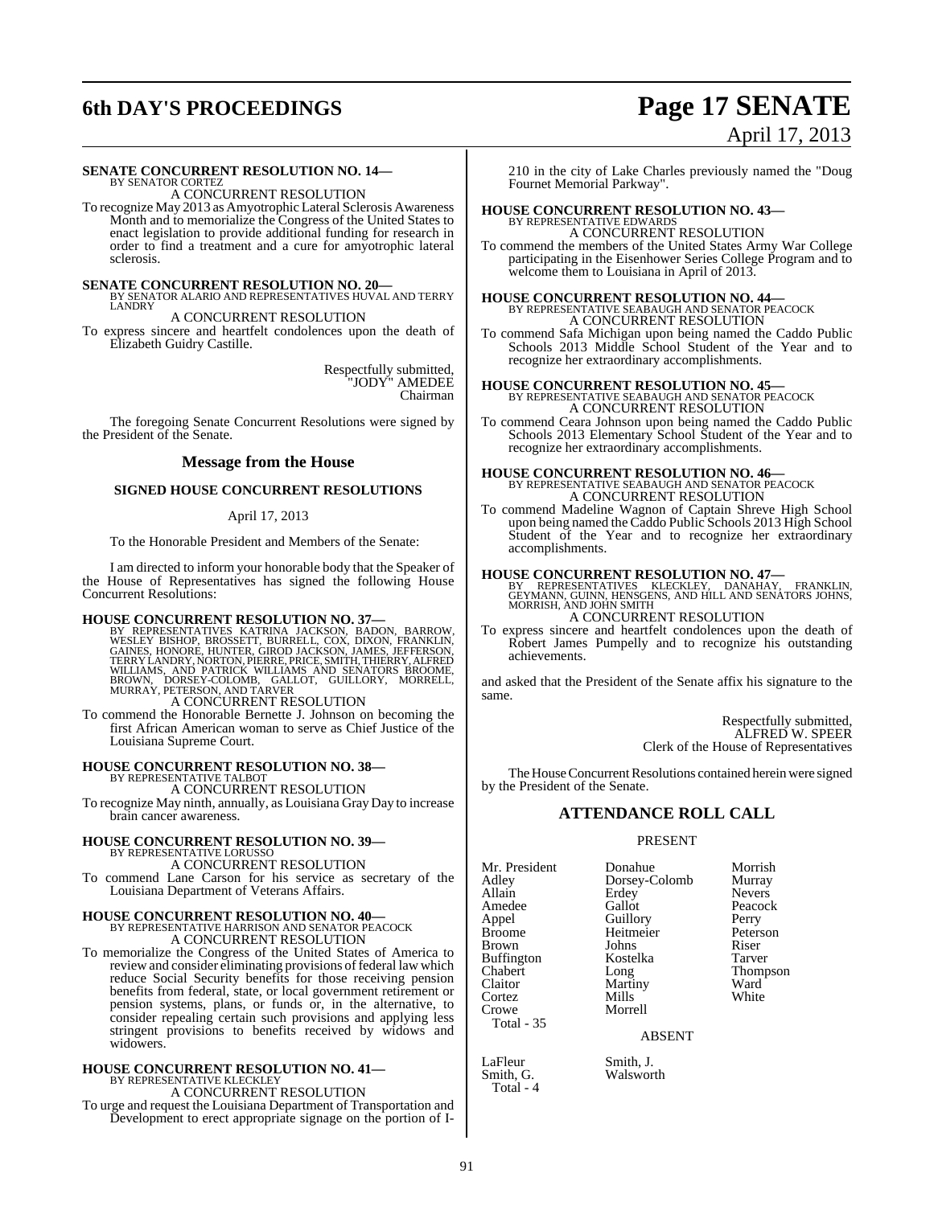**SENATE CONCURRENT RESOLUTION NO. 14—**
BY SENATOR CORTEZ

A CONCURRENT RESOLUTION

To recognize May 2013 as Amyotrophic Lateral Sclerosis Awareness Month and to memorialize the Congress of the United States to enact legislation to provide additional funding for research in order to find a treatment and a cure for amyotrophic lateral sclerosis.

**SENATE CONCURRENT RESOLUTION NO. 20—**
BY SENATOR ALARIO AND REPRESENTATIVES HUVAL AND TERRY LANDRY

A CONCURRENT RESOLUTION

To express sincere and heartfelt condolences upon the death of Elizabeth Guidry Castille.

Respectfully submitted,
"JODY" AMEDEE
Chairman

The foregoing Senate Concurrent Resolutions were signed by the President of the Senate.

## Message from the House

### SIGNED HOUSE CONCURRENT RESOLUTIONS

April 17, 2013

To the Honorable President and Members of the Senate:

I am directed to inform your honorable body that the Speaker of the House of Representatives has signed the following House Concurrent Resolutions:

**HOUSE CONCURRENT RESOLUTION NO. 37—**
BY REPRESENTATIVES KATRINA JACKSON, BADON, BARROW, WESLEY BISHOP, BROSSETT, BURRELL, COX, DIXON, FRANKLIN, GAINES, HONORE, HUNTER, GIROD JACKSON, JAMES, JEFFERSON, TERRY LANDRY, NORTON, PIERRE, PRICE, SMITH, THIERRY, ALFRED WILLIAMS, AND PATRICK WILLIAMS AND SENATORS BROOME, BROWN, DORSEY-COLOMB, GALLOT, GUILLORY, MORRELL, MURRAY, PETERSON, AND TARVER

A CONCURRENT RESOLUTION

To commend the Honorable Bernette J. Johnson on becoming the first African American woman to serve as Chief Justice of the Louisiana Supreme Court.

**HOUSE CONCURRENT RESOLUTION NO. 38—**
BY REPRESENTATIVE TALBOT

A CONCURRENT RESOLUTION

To recognize May ninth, annually, as Louisiana Gray Day to increase brain cancer awareness.

**HOUSE CONCURRENT RESOLUTION NO. 39—**
BY REPRESENTATIVE LORUSSO

A CONCURRENT RESOLUTION

To commend Lane Carson for his service as secretary of the Louisiana Department of Veterans Affairs.

**HOUSE CONCURRENT RESOLUTION NO. 40—**
BY REPRESENTATIVE HARRISON AND SENATOR PEACOCK

A CONCURRENT RESOLUTION

To memorialize the Congress of the United States of America to review and consider eliminating provisions of federal law which reduce Social Security benefits for those receiving pension benefits from federal, state, or local government retirement or pension systems, plans, or funds or, in the alternative, to consider repealing certain such provisions and applying less stringent provisions to benefits received by widows and widowers.

**HOUSE CONCURRENT RESOLUTION NO. 41—**
BY REPRESENTATIVE KLECKLEY

A CONCURRENT RESOLUTION

To urge and request the Louisiana Department of Transportation and Development to erect appropriate signage on the portion of I-210 in the city of Lake Charles previously named the "Doug Fournet Memorial Parkway".

**HOUSE CONCURRENT RESOLUTION NO. 43—**
BY REPRESENTATIVE EDWARDS

A CONCURRENT RESOLUTION

To commend the members of the United States Army War College participating in the Eisenhower Series College Program and to welcome them to Louisiana in April of 2013.

**HOUSE CONCURRENT RESOLUTION NO. 44—**
BY REPRESENTATIVE SEABAUGH AND SENATOR PEACOCK

A CONCURRENT RESOLUTION

To commend Safa Michigan upon being named the Caddo Public Schools 2013 Middle School Student of the Year and to recognize her extraordinary accomplishments.

**HOUSE CONCURRENT RESOLUTION NO. 45—**
BY REPRESENTATIVE SEABAUGH AND SENATOR PEACOCK

A CONCURRENT RESOLUTION

To commend Ceara Johnson upon being named the Caddo Public Schools 2013 Elementary School Student of the Year and to recognize her extraordinary accomplishments.

**HOUSE CONCURRENT RESOLUTION NO. 46—**
BY REPRESENTATIVE SEABAUGH AND SENATOR PEACOCK

A CONCURRENT RESOLUTION

To commend Madeline Wagnon of Captain Shreve High School upon being named the Caddo Public Schools 2013 High School Student of the Year and to recognize her extraordinary accomplishments.

**HOUSE CONCURRENT RESOLUTION NO. 47—**
BY REPRESENTATIVES KLECKLEY, DANAHAY, FRANKLIN, GEYMANN, GUINN, HENSGENS, AND HILL AND SENATORS JOHNS, MORRISH, AND JOHN SMITH

A CONCURRENT RESOLUTION

To express sincere and heartfelt condolences upon the death of Robert James Pumpelly and to recognize his outstanding achievements.

and asked that the President of the Senate affix his signature to the same.

Respectfully submitted,
ALFRED W. SPEER
Clerk of the House of Representatives

The House Concurrent Resolutions contained herein were signed by the President of the Senate.

## ATTENDANCE ROLL CALL

PRESENT

| | | |
|---|---|---|
| Mr. President | Donahue | Morrish |
| Adley | Dorsey-Colomb | Murray |
| Allain | Erdey | Nevers |
| Amedee | Gallot | Peacock |
| Appel | Guillory | Perry |
| Broome | Heitmeier | Peterson |
| Brown | Johns | Riser |
| Buffington | Kostelka | Tarver |
| Chabert | Long | Thompson |
| Claitor | Martiny | Ward |
| Cortez | Mills | White |
| Crowe | Morrell | |

Total - 35

ABSENT

| | |
|---|---|
| LaFleur | Smith, J. |
| Smith, G. | Walsworth |

Total - 4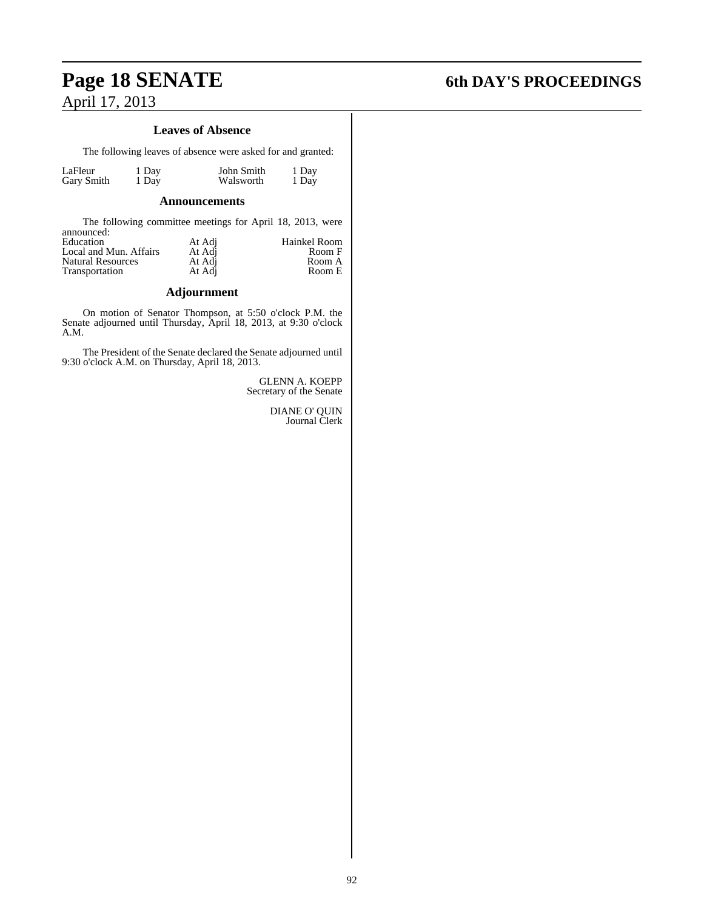### Leaves of Absence

The following leaves of absence were asked for and granted:

| | | | |
|---|---|---|---|
| LaFleur | 1 Day | John Smith | 1 Day |
| Gary Smith | 1 Day | Walsworth | 1 Day |

### Announcements

The following committee meetings for April 18, 2013, were announced:

| | | |
|---|---|---|
| Education | At Adj | Hainkel Room |
| Local and Mun. Affairs | At Adj | Room F |
| Natural Resources | At Adj | Room A |
| Transportation | At Adj | Room E |

### Adjournment

On motion of Senator Thompson, at 5:50 o'clock P.M. the Senate adjourned until Thursday, April 18, 2013, at 9:30 o'clock A.M.

The President of the Senate declared the Senate adjourned until 9:30 o'clock A.M. on Thursday, April 18, 2013.

GLENN A. KOEPP
Secretary of the Senate

DIANE O' QUIN
Journal Clerk